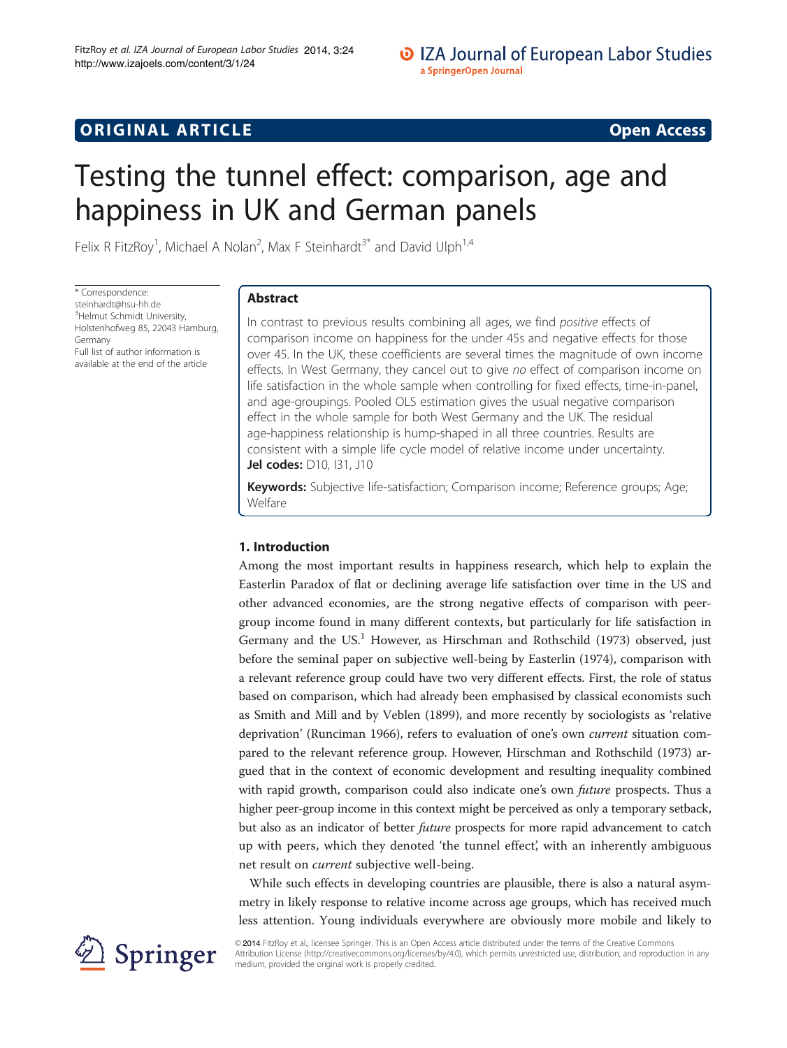ORIGINAL ARTICLE

Open Access

# Testing the tunnel effect: comparison, age and happiness in UK and German panels

Felix R FitzRoy[1], Michael A Nolan[2], Max F Steinhardt[3*] and David Ulph[1,4]

\* Correspondence: steinhardt@hsu-hh.de
[3]Helmut Schmidt University, Holstenhofweg 85, 22043 Hamburg, Germany
Full list of author information is available at the end of the article

## Abstract

In contrast to previous results combining all ages, we find *positive* effects of comparison income on happiness for the under 45s and negative effects for those over 45. In the UK, these coefficients are several times the magnitude of own income effects. In West Germany, they cancel out to give *no* effect of comparison income on life satisfaction in the whole sample when controlling for fixed effects, time-in-panel, and age-groupings. Pooled OLS estimation gives the usual negative comparison effect in the whole sample for both West Germany and the UK. The residual age-happiness relationship is hump-shaped in all three countries. Results are consistent with a simple life cycle model of relative income under uncertainty.

**Jel codes:** D10, I31, J10

**Keywords:** Subjective life-satisfaction; Comparison income; Reference groups; Age; Welfare

## 1. Introduction

Among the most important results in happiness research, which help to explain the Easterlin Paradox of flat or declining average life satisfaction over time in the US and other advanced economies, are the strong negative effects of comparison with peer-group income found in many different contexts, but particularly for life satisfaction in Germany and the US.[1] However, as Hirschman and Rothschild (1973) observed, just before the seminal paper on subjective well-being by Easterlin (1974), comparison with a relevant reference group could have two very different effects. First, the role of status based on comparison, which had already been emphasised by classical economists such as Smith and Mill and by Veblen (1899), and more recently by sociologists as 'relative deprivation' (Runciman 1966), refers to evaluation of one's own *current* situation compared to the relevant reference group. However, Hirschman and Rothschild (1973) argued that in the context of economic development and resulting inequality combined with rapid growth, comparison could also indicate one's own *future* prospects. Thus a higher peer-group income in this context might be perceived as only a temporary setback, but also as an indicator of better *future* prospects for more rapid advancement to catch up with peers, which they denoted 'the tunnel effect', with an inherently ambiguous net result on *current* subjective well-being.

While such effects in developing countries are plausible, there is also a natural asymmetry in likely response to relative income across age groups, which has received much less attention. Young individuals everywhere are obviously more mobile and likely to

© 2014 FitzRoy et al.; licensee Springer. This is an Open Access article distributed under the terms of the Creative Commons Attribution License (http://creativecommons.org/licenses/by/4.0), which permits unrestricted use, distribution, and reproduction in any medium, provided the original work is properly credited.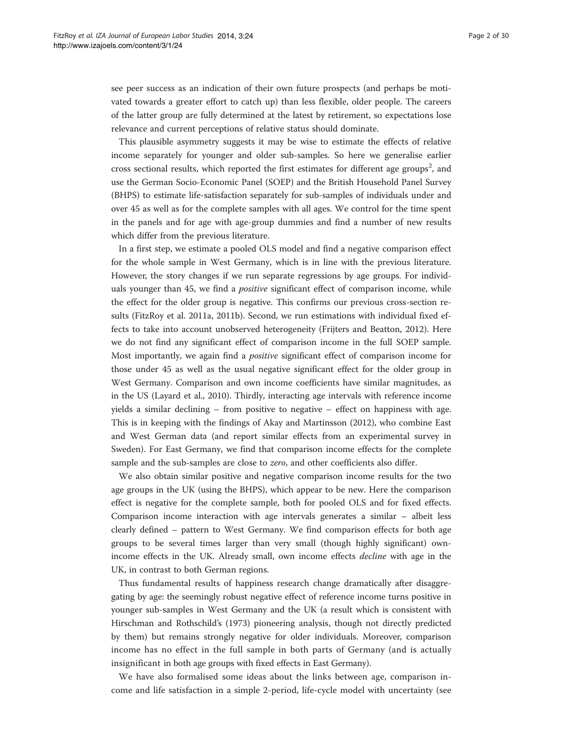see peer success as an indication of their own future prospects (and perhaps be motivated towards a greater effort to catch up) than less flexible, older people. The careers of the latter group are fully determined at the latest by retirement, so expectations lose relevance and current perceptions of relative status should dominate.

This plausible asymmetry suggests it may be wise to estimate the effects of relative income separately for younger and older sub-samples. So here we generalise earlier cross sectional results, which reported the first estimates for different age groups[2], and use the German Socio-Economic Panel (SOEP) and the British Household Panel Survey (BHPS) to estimate life-satisfaction separately for sub-samples of individuals under and over 45 as well as for the complete samples with all ages. We control for the time spent in the panels and for age with age-group dummies and find a number of new results which differ from the previous literature.

In a first step, we estimate a pooled OLS model and find a negative comparison effect for the whole sample in West Germany, which is in line with the previous literature. However, the story changes if we run separate regressions by age groups. For individuals younger than 45, we find a *positive* significant effect of comparison income, while the effect for the older group is negative. This confirms our previous cross-section results (FitzRoy et al. 2011a, 2011b). Second, we run estimations with individual fixed effects to take into account unobserved heterogeneity (Frijters and Beatton, 2012). Here we do not find any significant effect of comparison income in the full SOEP sample. Most importantly, we again find a *positive* significant effect of comparison income for those under 45 as well as the usual negative significant effect for the older group in West Germany. Comparison and own income coefficients have similar magnitudes, as in the US (Layard et al., 2010). Thirdly, interacting age intervals with reference income yields a similar declining – from positive to negative – effect on happiness with age. This is in keeping with the findings of Akay and Martinsson (2012), who combine East and West German data (and report similar effects from an experimental survey in Sweden). For East Germany, we find that comparison income effects for the complete sample and the sub-samples are close to *zero*, and other coefficients also differ.

We also obtain similar positive and negative comparison income results for the two age groups in the UK (using the BHPS), which appear to be new. Here the comparison effect is negative for the complete sample, both for pooled OLS and for fixed effects. Comparison income interaction with age intervals generates a similar – albeit less clearly defined – pattern to West Germany. We find comparison effects for both age groups to be several times larger than very small (though highly significant) own-income effects in the UK. Already small, own income effects *decline* with age in the UK, in contrast to both German regions.

Thus fundamental results of happiness research change dramatically after disaggregating by age: the seemingly robust negative effect of reference income turns positive in younger sub-samples in West Germany and the UK (a result which is consistent with Hirschman and Rothschild's (1973) pioneering analysis, though not directly predicted by them) but remains strongly negative for older individuals. Moreover, comparison income has no effect in the full sample in both parts of Germany (and is actually insignificant in both age groups with fixed effects in East Germany).

We have also formalised some ideas about the links between age, comparison income and life satisfaction in a simple 2-period, life-cycle model with uncertainty (see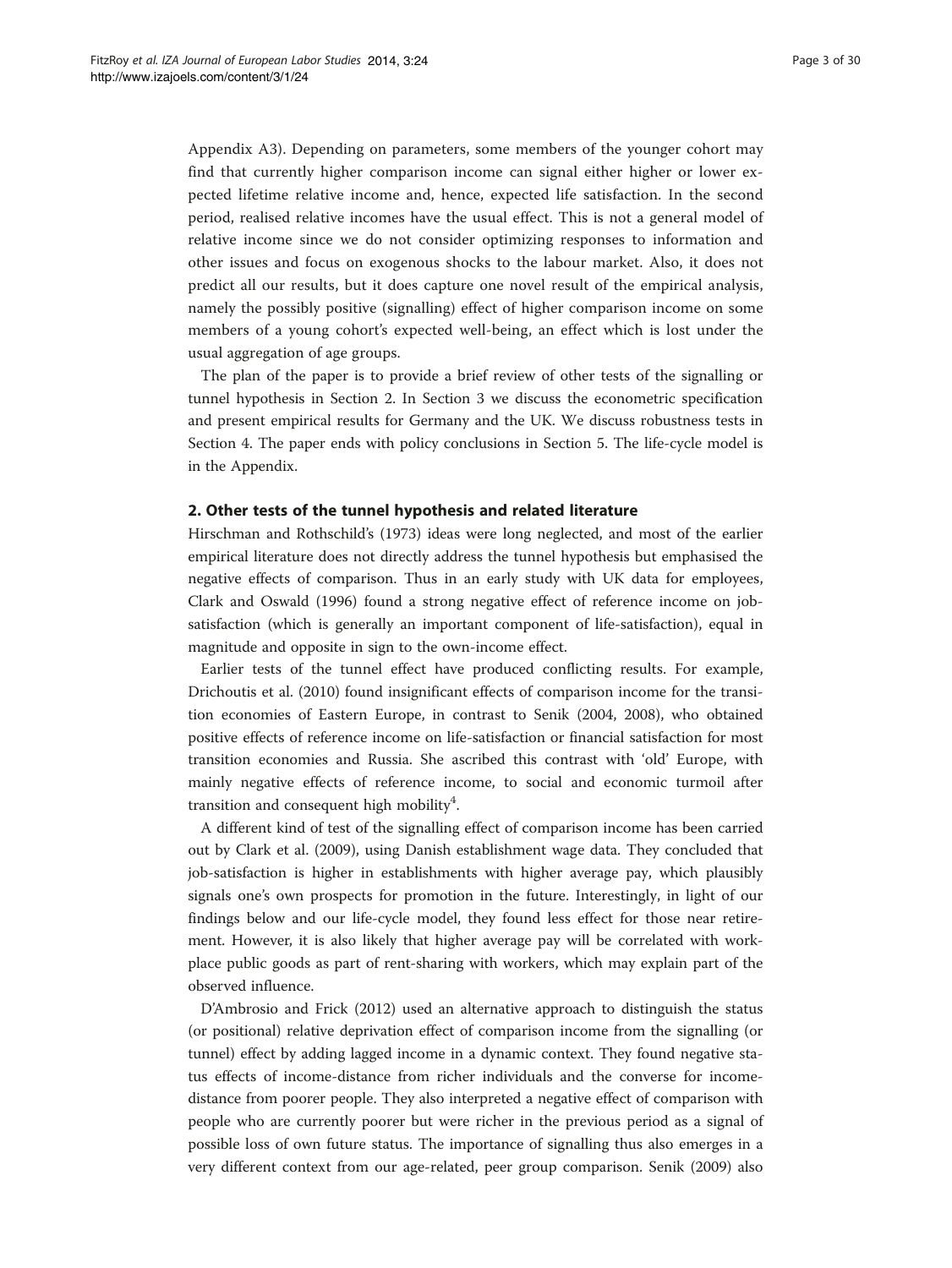Appendix A3). Depending on parameters, some members of the younger cohort may find that currently higher comparison income can signal either higher or lower expected lifetime relative income and, hence, expected life satisfaction. In the second period, realised relative incomes have the usual effect. This is not a general model of relative income since we do not consider optimizing responses to information and other issues and focus on exogenous shocks to the labour market. Also, it does not predict all our results, but it does capture one novel result of the empirical analysis, namely the possibly positive (signalling) effect of higher comparison income on some members of a young cohort's expected well-being, an effect which is lost under the usual aggregation of age groups.

The plan of the paper is to provide a brief review of other tests of the signalling or tunnel hypothesis in Section 2. In Section 3 we discuss the econometric specification and present empirical results for Germany and the UK. We discuss robustness tests in Section 4. The paper ends with policy conclusions in Section 5. The life-cycle model is in the Appendix.

## 2. Other tests of the tunnel hypothesis and related literature

Hirschman and Rothschild's (1973) ideas were long neglected, and most of the earlier empirical literature does not directly address the tunnel hypothesis but emphasised the negative effects of comparison. Thus in an early study with UK data for employees, Clark and Oswald (1996) found a strong negative effect of reference income on job-satisfaction (which is generally an important component of life-satisfaction), equal in magnitude and opposite in sign to the own-income effect.

Earlier tests of the tunnel effect have produced conflicting results. For example, Drichoutis et al. (2010) found insignificant effects of comparison income for the transition economies of Eastern Europe, in contrast to Senik (2004, 2008), who obtained positive effects of reference income on life-satisfaction or financial satisfaction for most transition economies and Russia. She ascribed this contrast with 'old' Europe, with mainly negative effects of reference income, to social and economic turmoil after transition and consequent high mobility[4].

A different kind of test of the signalling effect of comparison income has been carried out by Clark et al. (2009), using Danish establishment wage data. They concluded that job-satisfaction is higher in establishments with higher average pay, which plausibly signals one's own prospects for promotion in the future. Interestingly, in light of our findings below and our life-cycle model, they found less effect for those near retirement. However, it is also likely that higher average pay will be correlated with workplace public goods as part of rent-sharing with workers, which may explain part of the observed influence.

D'Ambrosio and Frick (2012) used an alternative approach to distinguish the status (or positional) relative deprivation effect of comparison income from the signalling (or tunnel) effect by adding lagged income in a dynamic context. They found negative status effects of income-distance from richer individuals and the converse for income-distance from poorer people. They also interpreted a negative effect of comparison with people who are currently poorer but were richer in the previous period as a signal of possible loss of own future status. The importance of signalling thus also emerges in a very different context from our age-related, peer group comparison. Senik (2009) also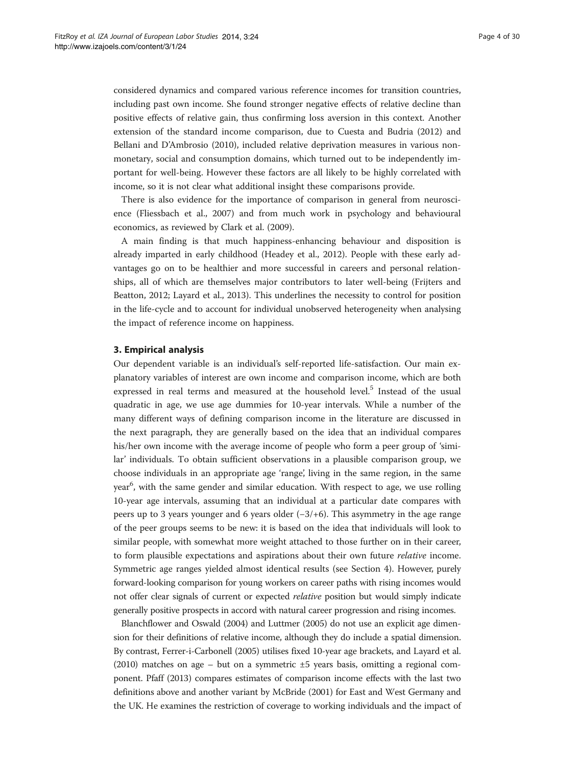considered dynamics and compared various reference incomes for transition countries, including past own income. She found stronger negative effects of relative decline than positive effects of relative gain, thus confirming loss aversion in this context. Another extension of the standard income comparison, due to Cuesta and Budria (2012) and Bellani and D'Ambrosio (2010), included relative deprivation measures in various non-monetary, social and consumption domains, which turned out to be independently important for well-being. However these factors are all likely to be highly correlated with income, so it is not clear what additional insight these comparisons provide.

There is also evidence for the importance of comparison in general from neuroscience (Fliessbach et al., 2007) and from much work in psychology and behavioural economics, as reviewed by Clark et al. (2009).

A main finding is that much happiness-enhancing behaviour and disposition is already imparted in early childhood (Headey et al., 2012). People with these early advantages go on to be healthier and more successful in careers and personal relationships, all of which are themselves major contributors to later well-being (Frijters and Beatton, 2012; Layard et al., 2013). This underlines the necessity to control for position in the life-cycle and to account for individual unobserved heterogeneity when analysing the impact of reference income on happiness.

## 3. Empirical analysis

Our dependent variable is an individual's self-reported life-satisfaction. Our main explanatory variables of interest are own income and comparison income, which are both expressed in real terms and measured at the household level.[5] Instead of the usual quadratic in age, we use age dummies for 10-year intervals. While a number of the many different ways of defining comparison income in the literature are discussed in the next paragraph, they are generally based on the idea that an individual compares his/her own income with the average income of people who form a peer group of 'similar' individuals. To obtain sufficient observations in a plausible comparison group, we choose individuals in an appropriate age 'range', living in the same region, in the same year[6], with the same gender and similar education. With respect to age, we use rolling 10-year age intervals, assuming that an individual at a particular date compares with peers up to 3 years younger and 6 years older (−3/+6). This asymmetry in the age range of the peer groups seems to be new: it is based on the idea that individuals will look to similar people, with somewhat more weight attached to those further on in their career, to form plausible expectations and aspirations about their own future *relative* income. Symmetric age ranges yielded almost identical results (see Section 4). However, purely forward-looking comparison for young workers on career paths with rising incomes would not offer clear signals of current or expected *relative* position but would simply indicate generally positive prospects in accord with natural career progression and rising incomes.

Blanchflower and Oswald (2004) and Luttmer (2005) do not use an explicit age dimension for their definitions of relative income, although they do include a spatial dimension. By contrast, Ferrer-i-Carbonell (2005) utilises fixed 10-year age brackets, and Layard et al. (2010) matches on age – but on a symmetric ±5 years basis, omitting a regional component. Pfaff (2013) compares estimates of comparison income effects with the last two definitions above and another variant by McBride (2001) for East and West Germany and the UK. He examines the restriction of coverage to working individuals and the impact of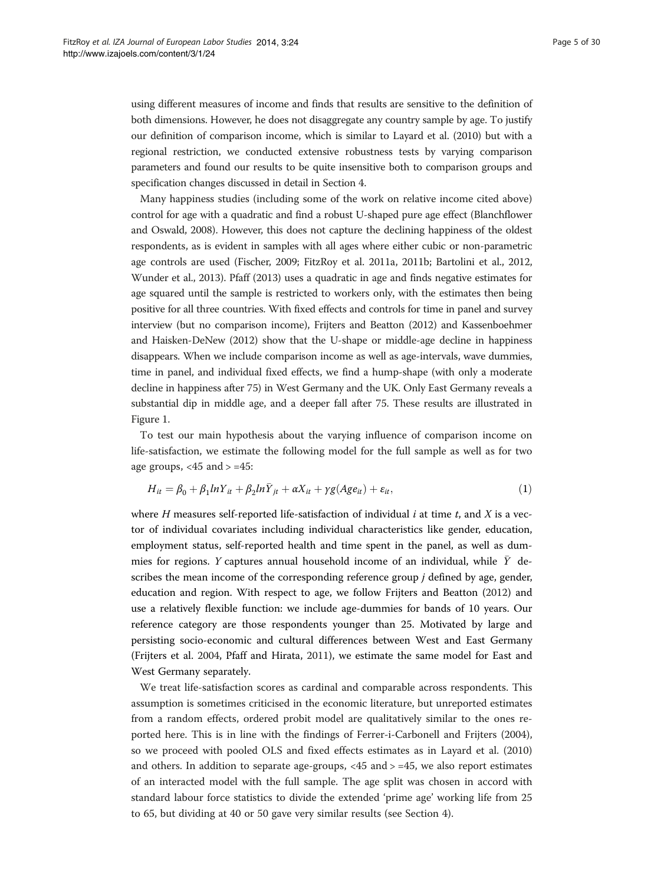using different measures of income and finds that results are sensitive to the definition of both dimensions. However, he does not disaggregate any country sample by age. To justify our definition of comparison income, which is similar to Layard et al. (2010) but with a regional restriction, we conducted extensive robustness tests by varying comparison parameters and found our results to be quite insensitive both to comparison groups and specification changes discussed in detail in Section 4.

Many happiness studies (including some of the work on relative income cited above) control for age with a quadratic and find a robust U-shaped pure age effect (Blanchflower and Oswald, 2008). However, this does not capture the declining happiness of the oldest respondents, as is evident in samples with all ages where either cubic or non-parametric age controls are used (Fischer, 2009; FitzRoy et al. 2011a, 2011b; Bartolini et al., 2012, Wunder et al., 2013). Pfaff (2013) uses a quadratic in age and finds negative estimates for age squared until the sample is restricted to workers only, with the estimates then being positive for all three countries. With fixed effects and controls for time in panel and survey interview (but no comparison income), Frijters and Beatton (2012) and Kassenboehmer and Haisken-DeNew (2012) show that the U-shape or middle-age decline in happiness disappears. When we include comparison income as well as age-intervals, wave dummies, time in panel, and individual fixed effects, we find a hump-shape (with only a moderate decline in happiness after 75) in West Germany and the UK. Only East Germany reveals a substantial dip in middle age, and a deeper fall after 75. These results are illustrated in Figure 1.

To test our main hypothesis about the varying influence of comparison income on life-satisfaction, we estimate the following model for the full sample as well as for two age groups, <45 and > =45:

$$H_{it} = \beta_0 + \beta_1 lnY_{it} + \beta_2 ln\bar{Y}_{jt} + \alpha X_{it} + \gamma g(Age_{it}) + \varepsilon_{it}, \tag{1}$$

where $H$ measures self-reported life-satisfaction of individual $i$ at time $t$, and $X$ is a vector of individual covariates including individual characteristics like gender, education, employment status, self-reported health and time spent in the panel, as well as dummies for regions. $Y$ captures annual household income of an individual, while $\bar{Y}$ describes the mean income of the corresponding reference group $j$ defined by age, gender, education and region. With respect to age, we follow Frijters and Beatton (2012) and use a relatively flexible function: we include age-dummies for bands of 10 years. Our reference category are those respondents younger than 25. Motivated by large and persisting socio-economic and cultural differences between West and East Germany (Frijters et al. 2004, Pfaff and Hirata, 2011), we estimate the same model for East and West Germany separately.

We treat life-satisfaction scores as cardinal and comparable across respondents. This assumption is sometimes criticised in the economic literature, but unreported estimates from a random effects, ordered probit model are qualitatively similar to the ones reported here. This is in line with the findings of Ferrer-i-Carbonell and Frijters (2004), so we proceed with pooled OLS and fixed effects estimates as in Layard et al. (2010) and others. In addition to separate age-groups, <45 and > =45, we also report estimates of an interacted model with the full sample. The age split was chosen in accord with standard labour force statistics to divide the extended 'prime age' working life from 25 to 65, but dividing at 40 or 50 gave very similar results (see Section 4).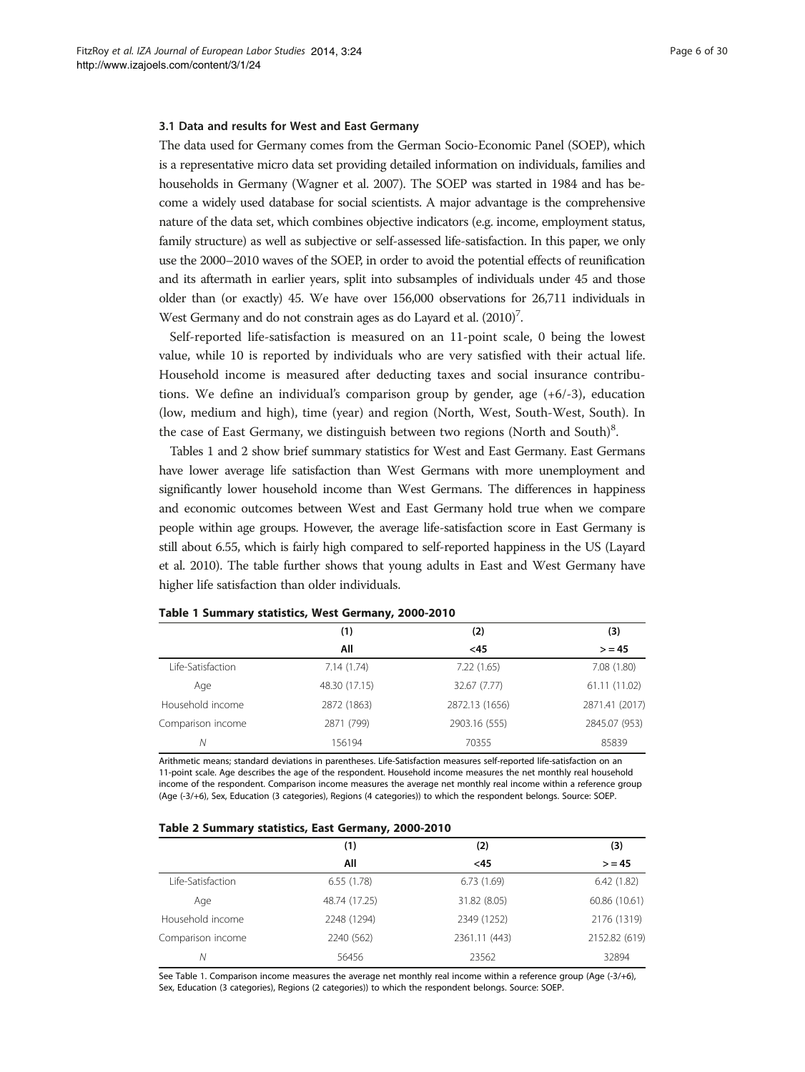### 3.1 Data and results for West and East Germany

The data used for Germany comes from the German Socio-Economic Panel (SOEP), which is a representative micro data set providing detailed information on individuals, families and households in Germany (Wagner et al. 2007). The SOEP was started in 1984 and has become a widely used database for social scientists. A major advantage is the comprehensive nature of the data set, which combines objective indicators (e.g. income, employment status, family structure) as well as subjective or self-assessed life-satisfaction. In this paper, we only use the 2000–2010 waves of the SOEP, in order to avoid the potential effects of reunification and its aftermath in earlier years, split into subsamples of individuals under 45 and those older than (or exactly) 45. We have over 156,000 observations for 26,711 individuals in West Germany and do not constrain ages as do Layard et al. (2010)[7].

Self-reported life-satisfaction is measured on an 11-point scale, 0 being the lowest value, while 10 is reported by individuals who are very satisfied with their actual life. Household income is measured after deducting taxes and social insurance contributions. We define an individual's comparison group by gender, age (+6/-3), education (low, medium and high), time (year) and region (North, West, South-West, South). In the case of East Germany, we distinguish between two regions (North and South)[8].

Tables 1 and 2 show brief summary statistics for West and East Germany. East Germans have lower average life satisfaction than West Germans with more unemployment and significantly lower household income than West Germans. The differences in happiness and economic outcomes between West and East Germany hold true when we compare people within age groups. However, the average life-satisfaction score in East Germany is still about 6.55, which is fairly high compared to self-reported happiness in the US (Layard et al. 2010). The table further shows that young adults in East and West Germany have higher life satisfaction than older individuals.

**Table 1 Summary statistics, West Germany, 2000-2010**

| | (1) | (2) | (3) |
|---|---|---|---|
| | **All** | **<45** | **> = 45** |
| Life-Satisfaction | 7.14 (1.74) | 7.22 (1.65) | 7.08 (1.80) |
| Age | 48.30 (17.15) | 32.67 (7.77) | 61.11 (11.02) |
| Household income | 2872 (1863) | 2872.13 (1656) | 2871.41 (2017) |
| Comparison income | 2871 (799) | 2903.16 (555) | 2845.07 (953) |
| *N* | 156194 | 70355 | 85839 |

Arithmetic means; standard deviations in parentheses. Life-Satisfaction measures self-reported life-satisfaction on an 11-point scale. Age describes the age of the respondent. Household income measures the net monthly real household income of the respondent. Comparison income measures the average net monthly real income within a reference group (Age (-3/+6), Sex, Education (3 categories), Regions (4 categories)) to which the respondent belongs. Source: SOEP.

**Table 2 Summary statistics, East Germany, 2000-2010**

| | (1) | (2) | (3) |
|---|---|---|---|
| | **All** | **<45** | **> = 45** |
| Life-Satisfaction | 6.55 (1.78) | 6.73 (1.69) | 6.42 (1.82) |
| Age | 48.74 (17.25) | 31.82 (8.05) | 60.86 (10.61) |
| Household income | 2248 (1294) | 2349 (1252) | 2176 (1319) |
| Comparison income | 2240 (562) | 2361.11 (443) | 2152.82 (619) |
| *N* | 56456 | 23562 | 32894 |

See Table 1. Comparison income measures the average net monthly real income within a reference group (Age (-3/+6), Sex, Education (3 categories), Regions (2 categories)) to which the respondent belongs. Source: SOEP.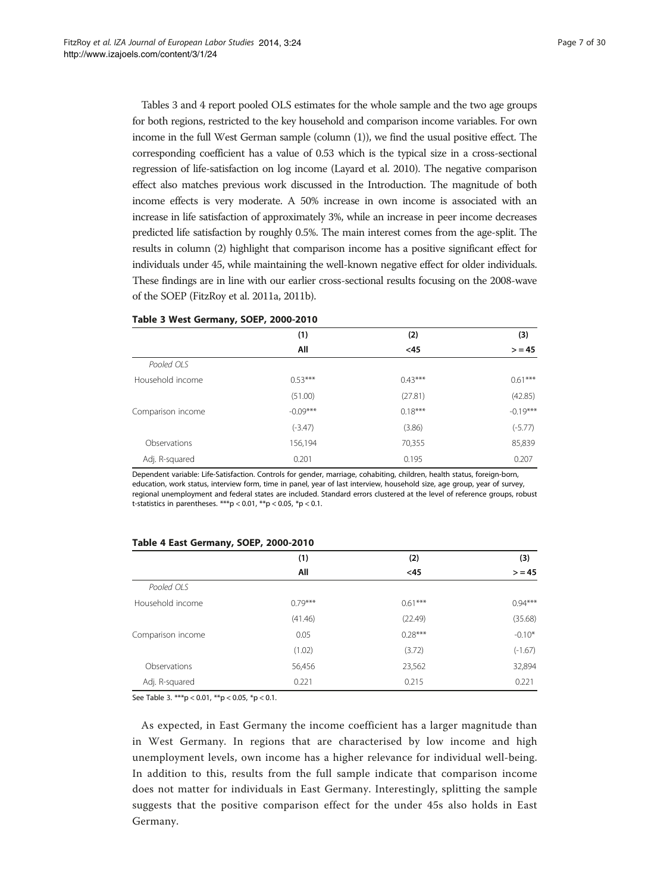Tables 3 and 4 report pooled OLS estimates for the whole sample and the two age groups for both regions, restricted to the key household and comparison income variables. For own income in the full West German sample (column (1)), we find the usual positive effect. The corresponding coefficient has a value of 0.53 which is the typical size in a cross-sectional regression of life-satisfaction on log income (Layard et al. 2010). The negative comparison effect also matches previous work discussed in the Introduction. The magnitude of both income effects is very moderate. A 50% increase in own income is associated with an increase in life satisfaction of approximately 3%, while an increase in peer income decreases predicted life satisfaction by roughly 0.5%. The main interest comes from the age-split. The results in column (2) highlight that comparison income has a positive significant effect for individuals under 45, while maintaining the well-known negative effect for older individuals. These findings are in line with our earlier cross-sectional results focusing on the 2008-wave of the SOEP (FitzRoy et al. 2011a, 2011b).

**Table 3 West Germany, SOEP, 2000-2010**

| | (1) | (2) | (3) |
|---|---|---|---|
| | **All** | **<45** | **> = 45** |
| *Pooled OLS* | | | |
| Household income | 0.53*** | 0.43*** | 0.61*** |
| | (51.00) | (27.81) | (42.85) |
| Comparison income | -0.09*** | 0.18*** | -0.19*** |
| | (-3.47) | (3.86) | (-5.77) |
| Observations | 156,194 | 70,355 | 85,839 |
| Adj. R-squared | 0.201 | 0.195 | 0.207 |

Dependent variable: Life-Satisfaction. Controls for gender, marriage, cohabiting, children, health status, foreign-born, education, work status, interview form, time in panel, year of last interview, household size, age group, year of survey, regional unemployment and federal states are included. Standard errors clustered at the level of reference groups, robust t-statistics in parentheses. ***p < 0.01, **p < 0.05, *p < 0.1.

**Table 4 East Germany, SOEP, 2000-2010**

| | (1) | (2) | (3) |
|---|---|---|---|
| | **All** | **<45** | **> = 45** |
| *Pooled OLS* | | | |
| Household income | 0.79*** | 0.61*** | 0.94*** |
| | (41.46) | (22.49) | (35.68) |
| Comparison income | 0.05 | 0.28*** | -0.10* |
| | (1.02) | (3.72) | (-1.67) |
| Observations | 56,456 | 23,562 | 32,894 |
| Adj. R-squared | 0.221 | 0.215 | 0.221 |

See Table 3. ***p < 0.01, **p < 0.05, *p < 0.1.

As expected, in East Germany the income coefficient has a larger magnitude than in West Germany. In regions that are characterised by low income and high unemployment levels, own income has a higher relevance for individual well-being. In addition to this, results from the full sample indicate that comparison income does not matter for individuals in East Germany. Interestingly, splitting the sample suggests that the positive comparison effect for the under 45s also holds in East Germany.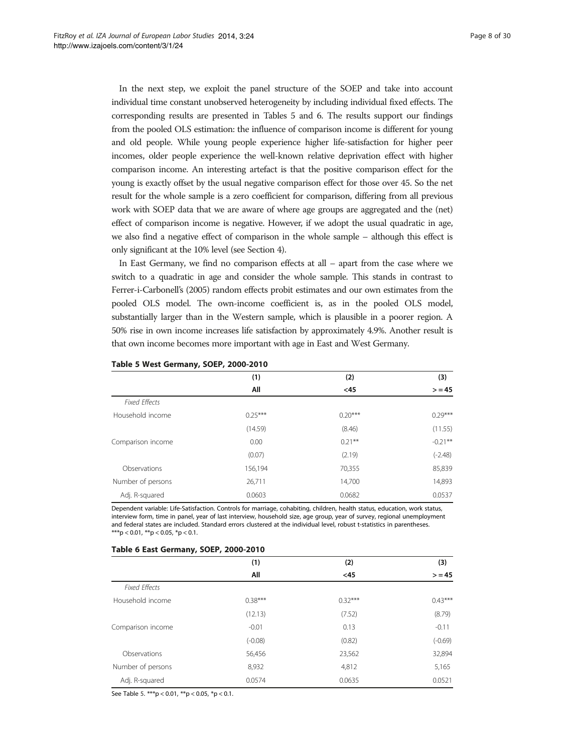In the next step, we exploit the panel structure of the SOEP and take into account individual time constant unobserved heterogeneity by including individual fixed effects. The corresponding results are presented in Tables 5 and 6. The results support our findings from the pooled OLS estimation: the influence of comparison income is different for young and old people. While young people experience higher life-satisfaction for higher peer incomes, older people experience the well-known relative deprivation effect with higher comparison income. An interesting artefact is that the positive comparison effect for the young is exactly offset by the usual negative comparison effect for those over 45. So the net result for the whole sample is a zero coefficient for comparison, differing from all previous work with SOEP data that we are aware of where age groups are aggregated and the (net) effect of comparison income is negative. However, if we adopt the usual quadratic in age, we also find a negative effect of comparison in the whole sample – although this effect is only significant at the 10% level (see Section 4).

In East Germany, we find no comparison effects at all – apart from the case where we switch to a quadratic in age and consider the whole sample. This stands in contrast to Ferrer-i-Carbonell's (2005) random effects probit estimates and our own estimates from the pooled OLS model. The own-income coefficient is, as in the pooled OLS model, substantially larger than in the Western sample, which is plausible in a poorer region. A 50% rise in own income increases life satisfaction by approximately 4.9%. Another result is that own income becomes more important with age in East and West Germany.

**Table 5 West Germany, SOEP, 2000-2010**

| | (1) | (2) | (3) |
|---|---|---|---|
| | **All** | **<45** | **> = 45** |
| *Fixed Effects* | | | |
| Household income | 0.25*** | 0.20*** | 0.29*** |
| | (14.59) | (8.46) | (11.55) |
| Comparison income | 0.00 | 0.21** | -0.21** |
| | (0.07) | (2.19) | (-2.48) |
| Observations | 156,194 | 70,355 | 85,839 |
| Number of persons | 26,711 | 14,700 | 14,893 |
| Adj. R-squared | 0.0603 | 0.0682 | 0.0537 |

Dependent variable: Life-Satisfaction. Controls for marriage, cohabiting, children, health status, education, work status, interview form, time in panel, year of last interview, household size, age group, year of survey, regional unemployment and federal states are included. Standard errors clustered at the individual level, robust t-statistics in parentheses.
***p < 0.01, **p < 0.05, *p < 0.1.

**Table 6 East Germany, SOEP, 2000-2010**

| | (1) | (2) | (3) |
|---|---|---|---|
| | **All** | **<45** | **> = 45** |
| *Fixed Effects* | | | |
| Household income | 0.38*** | 0.32*** | 0.43*** |
| | (12.13) | (7.52) | (8.79) |
| Comparison income | -0.01 | 0.13 | -0.11 |
| | (-0.08) | (0.82) | (-0.69) |
| Observations | 56,456 | 23,562 | 32,894 |
| Number of persons | 8,932 | 4,812 | 5,165 |
| Adj. R-squared | 0.0574 | 0.0635 | 0.0521 |

See Table 5. ***p < 0.01, **p < 0.05, *p < 0.1.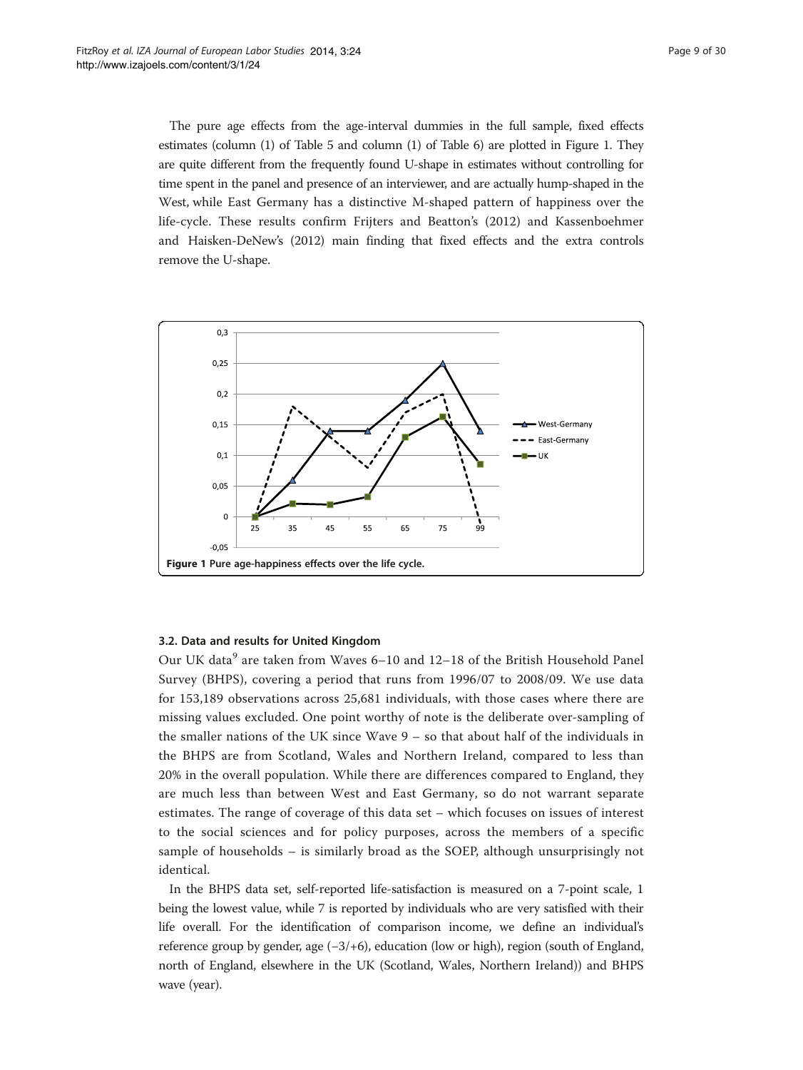The pure age effects from the age-interval dummies in the full sample, fixed effects estimates (column (1) of Table 5 and column (1) of Table 6) are plotted in Figure 1. They are quite different from the frequently found U-shape in estimates without controlling for time spent in the panel and presence of an interviewer, and are actually hump-shaped in the West, while East Germany has a distinctive M-shaped pattern of happiness over the life-cycle. These results confirm Frijters and Beatton's (2012) and Kassenboehmer and Haisken-DeNew's (2012) main finding that fixed effects and the extra controls remove the U-shape.

**Figure 1 Pure age-happiness effects over the life cycle.**

### 3.2. Data and results for United Kingdom

Our UK data[9] are taken from Waves 6–10 and 12–18 of the British Household Panel Survey (BHPS), covering a period that runs from 1996/07 to 2008/09. We use data for 153,189 observations across 25,681 individuals, with those cases where there are missing values excluded. One point worthy of note is the deliberate over-sampling of the smaller nations of the UK since Wave 9 – so that about half of the individuals in the BHPS are from Scotland, Wales and Northern Ireland, compared to less than 20% in the overall population. While there are differences compared to England, they are much less than between West and East Germany, so do not warrant separate estimates. The range of coverage of this data set – which focuses on issues of interest to the social sciences and for policy purposes, across the members of a specific sample of households – is similarly broad as the SOEP, although unsurprisingly not identical.

In the BHPS data set, self-reported life-satisfaction is measured on a 7-point scale, 1 being the lowest value, while 7 is reported by individuals who are very satisfied with their life overall. For the identification of comparison income, we define an individual's reference group by gender, age (−3/+6), education (low or high), region (south of England, north of England, elsewhere in the UK (Scotland, Wales, Northern Ireland)) and BHPS wave (year).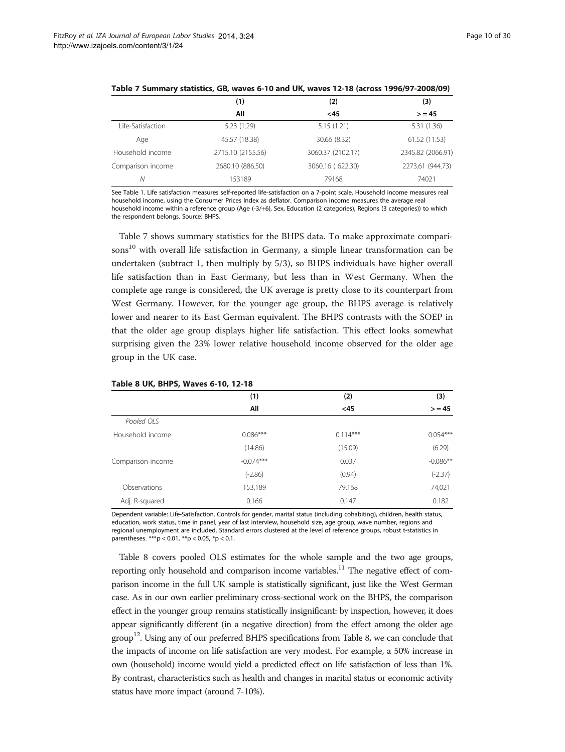**Table 7 Summary statistics, GB, waves 6-10 and UK, waves 12-18 (across 1996/97-2008/09)**

| | (1) | (2) | (3) |
|---|---|---|---|
| | **All** | **<45** | **> = 45** |
| Life-Satisfaction | 5.23 (1.29) | 5.15 (1.21) | 5.31 (1.36) |
| Age | 45.57 (18.38) | 30.66 (8.32) | 61.52 (11.53) |
| Household income | 2715.10 (2155.56) | 3060.37 (2102.17) | 2345.82 (2066.91) |
| Comparison income | 2680.10 (886.50) | 3060.16 ( 622.30) | 2273.61 (944.73) |
| *N* | 153189 | 79168 | 74021 |

See Table 1. Life satisfaction measures self-reported life-satisfaction on a 7-point scale. Household income measures real household income, using the Consumer Prices Index as deflator. Comparison income measures the average real household income within a reference group (Age (-3/+6), Sex, Education (2 categories), Regions (3 categories)) to which the respondent belongs. Source: BHPS.

Table 7 shows summary statistics for the BHPS data. To make approximate comparisons[10] with overall life satisfaction in Germany, a simple linear transformation can be undertaken (subtract 1, then multiply by 5/3), so BHPS individuals have higher overall life satisfaction than in East Germany, but less than in West Germany. When the complete age range is considered, the UK average is pretty close to its counterpart from West Germany. However, for the younger age group, the BHPS average is relatively lower and nearer to its East German equivalent. The BHPS contrasts with the SOEP in that the older age group displays higher life satisfaction. This effect looks somewhat surprising given the 23% lower relative household income observed for the older age group in the UK case.

**Table 8 UK, BHPS, Waves 6-10, 12-18**

| | (1) | (2) | (3) |
|---|---|---|---|
| | **All** | **<45** | **> = 45** |
| *Pooled OLS* | | | |
| Household income | 0.086*** | 0.114*** | 0.054*** |
| | (14.86) | (15.09) | (6.29) |
| Comparison income | -0.074*** | 0.037 | -0.086** |
| | (-2.86) | (0.94) | (-2.37) |
| Observations | 153,189 | 79,168 | 74,021 |
| Adj. R-squared | 0.166 | 0.147 | 0.182 |

Dependent variable: Life-Satisfaction. Controls for gender, marital status (including cohabiting), children, health status, education, work status, time in panel, year of last interview, household size, age group, wave number, regions and regional unemployment are included. Standard errors clustered at the level of reference groups, robust t-statistics in parentheses. ***p < 0.01, **p < 0.05, *p < 0.1.

Table 8 covers pooled OLS estimates for the whole sample and the two age groups, reporting only household and comparison income variables.[11] The negative effect of comparison income in the full UK sample is statistically significant, just like the West German case. As in our own earlier preliminary cross-sectional work on the BHPS, the comparison effect in the younger group remains statistically insignificant: by inspection, however, it does appear significantly different (in a negative direction) from the effect among the older age group[12]. Using any of our preferred BHPS specifications from Table 8, we can conclude that the impacts of income on life satisfaction are very modest. For example, a 50% increase in own (household) income would yield a predicted effect on life satisfaction of less than 1%. By contrast, characteristics such as health and changes in marital status or economic activity status have more impact (around 7-10%).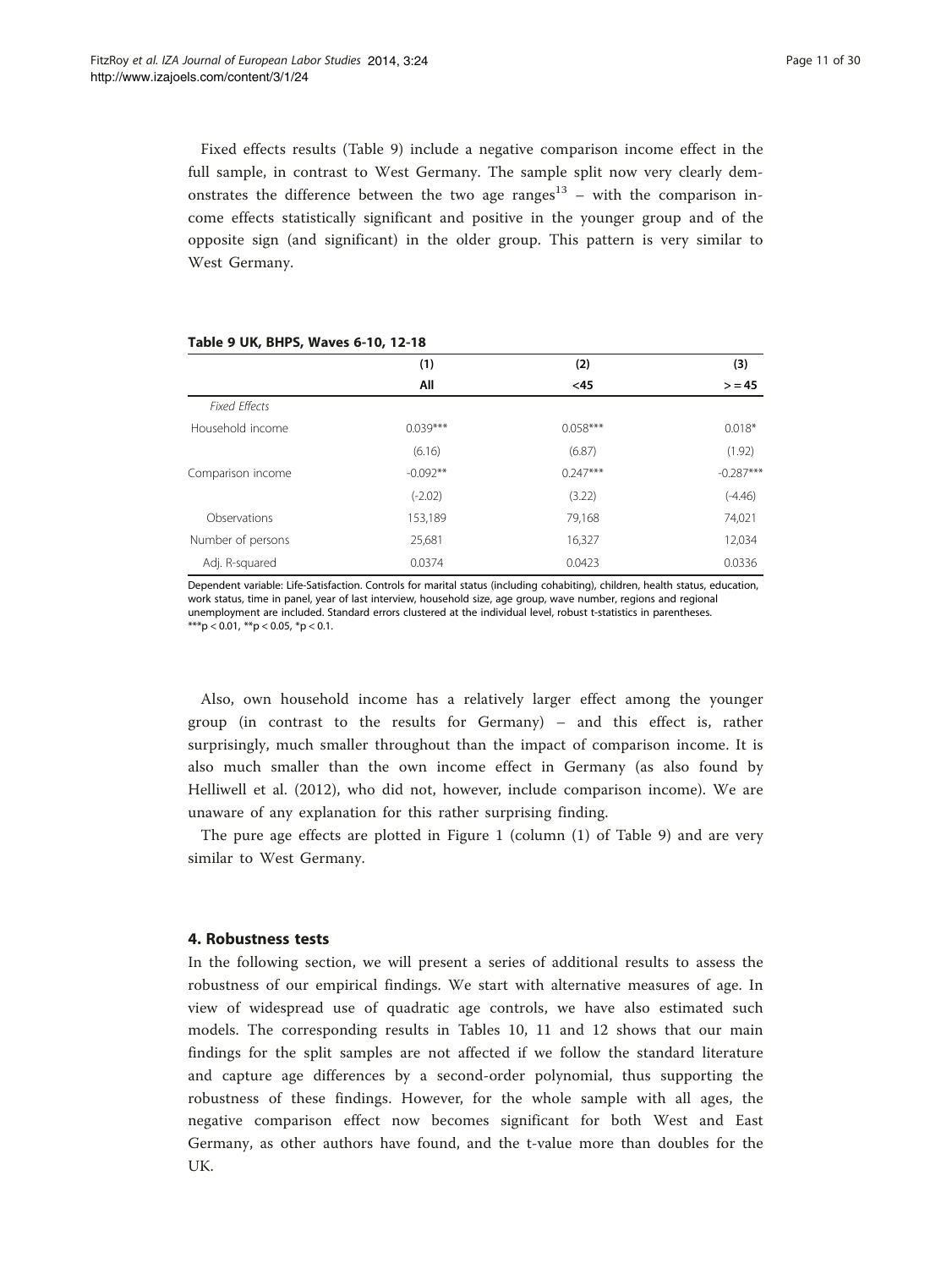Fixed effects results (Table 9) include a negative comparison income effect in the full sample, in contrast to West Germany. The sample split now very clearly demonstrates the difference between the two age ranges[13] – with the comparison income effects statistically significant and positive in the younger group and of the opposite sign (and significant) in the older group. This pattern is very similar to West Germany.

**Table 9 UK, BHPS, Waves 6-10, 12-18**

| | (1) | (2) | (3) |
|---|---|---|---|
| | **All** | **<45** | **> = 45** |
| *Fixed Effects* | | | |
| Household income | 0.039*** | 0.058*** | 0.018* |
| | (6.16) | (6.87) | (1.92) |
| Comparison income | -0.092** | 0.247*** | -0.287*** |
| | (-2.02) | (3.22) | (-4.46) |
| Observations | 153,189 | 79,168 | 74,021 |
| Number of persons | 25,681 | 16,327 | 12,034 |
| Adj. R-squared | 0.0374 | 0.0423 | 0.0336 |

Dependent variable: Life-Satisfaction. Controls for marital status (including cohabiting), children, health status, education, work status, time in panel, year of last interview, household size, age group, wave number, regions and regional unemployment are included. Standard errors clustered at the individual level, robust t-statistics in parentheses.
***p < 0.01, **p < 0.05, *p < 0.1.

Also, own household income has a relatively larger effect among the younger group (in contrast to the results for Germany) – and this effect is, rather surprisingly, much smaller throughout than the impact of comparison income. It is also much smaller than the own income effect in Germany (as also found by Helliwell et al. (2012), who did not, however, include comparison income). We are unaware of any explanation for this rather surprising finding.

The pure age effects are plotted in Figure 1 (column (1) of Table 9) and are very similar to West Germany.

## 4. Robustness tests

In the following section, we will present a series of additional results to assess the robustness of our empirical findings. We start with alternative measures of age. In view of widespread use of quadratic age controls, we have also estimated such models. The corresponding results in Tables 10, 11 and 12 shows that our main findings for the split samples are not affected if we follow the standard literature and capture age differences by a second-order polynomial, thus supporting the robustness of these findings. However, for the whole sample with all ages, the negative comparison effect now becomes significant for both West and East Germany, as other authors have found, and the t-value more than doubles for the UK.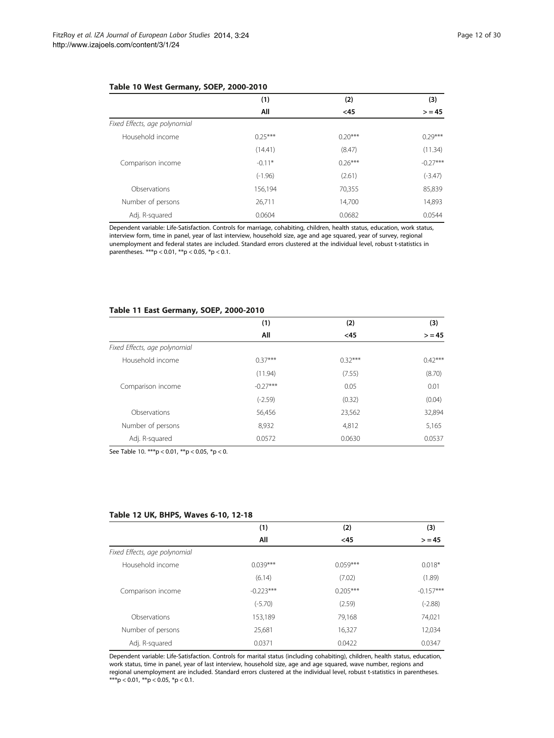**Table 10 West Germany, SOEP, 2000-2010**

| | (1) | (2) | (3) |
|---|---|---|---|
| | All | <45 | > = 45 |
| *Fixed Effects, age polynomial* | | | |
| Household income | 0.25*** | 0.20*** | 0.29*** |
| | (14.41) | (8.47) | (11.34) |
| Comparison income | -0.11* | 0.26*** | -0.27*** |
| | (-1.96) | (2.61) | (-3.47) |
| Observations | 156,194 | 70,355 | 85,839 |
| Number of persons | 26,711 | 14,700 | 14,893 |
| Adj. R-squared | 0.0604 | 0.0682 | 0.0544 |

Dependent variable: Life-Satisfaction. Controls for marriage, cohabiting, children, health status, education, work status, interview form, time in panel, year of last interview, household size, age and age squared, year of survey, regional unemployment and federal states are included. Standard errors clustered at the individual level, robust t-statistics in parentheses. ***p < 0.01, **p < 0.05, *p < 0.1.

**Table 11 East Germany, SOEP, 2000-2010**

| | (1) | (2) | (3) |
|---|---|---|---|
| | All | <45 | > = 45 |
| *Fixed Effects, age polynomial* | | | |
| Household income | 0.37*** | 0.32*** | 0.42*** |
| | (11.94) | (7.55) | (8.70) |
| Comparison income | -0.27*** | 0.05 | 0.01 |
| | (-2.59) | (0.32) | (0.04) |
| Observations | 56,456 | 23,562 | 32,894 |
| Number of persons | 8,932 | 4,812 | 5,165 |
| Adj. R-squared | 0.0572 | 0.0630 | 0.0537 |

See Table 10. ***p < 0.01, **p < 0.05, *p < 0.

**Table 12 UK, BHPS, Waves 6-10, 12-18**

| | (1) | (2) | (3) |
|---|---|---|---|
| | All | <45 | > = 45 |
| *Fixed Effects, age polynomial* | | | |
| Household income | 0.039*** | 0.059*** | 0.018* |
| | (6.14) | (7.02) | (1.89) |
| Comparison income | -0.223*** | 0.205*** | -0.157*** |
| | (-5.70) | (2.59) | (-2.88) |
| Observations | 153,189 | 79,168 | 74,021 |
| Number of persons | 25,681 | 16,327 | 12,034 |
| Adj. R-squared | 0.0371 | 0.0422 | 0.0347 |

Dependent variable: Life-Satisfaction. Controls for marital status (including cohabiting), children, health status, education, work status, time in panel, year of last interview, household size, age and age squared, wave number, regions and regional unemployment are included. Standard errors clustered at the individual level, robust t-statistics in parentheses. ***p < 0.01, **p < 0.05, *p < 0.1.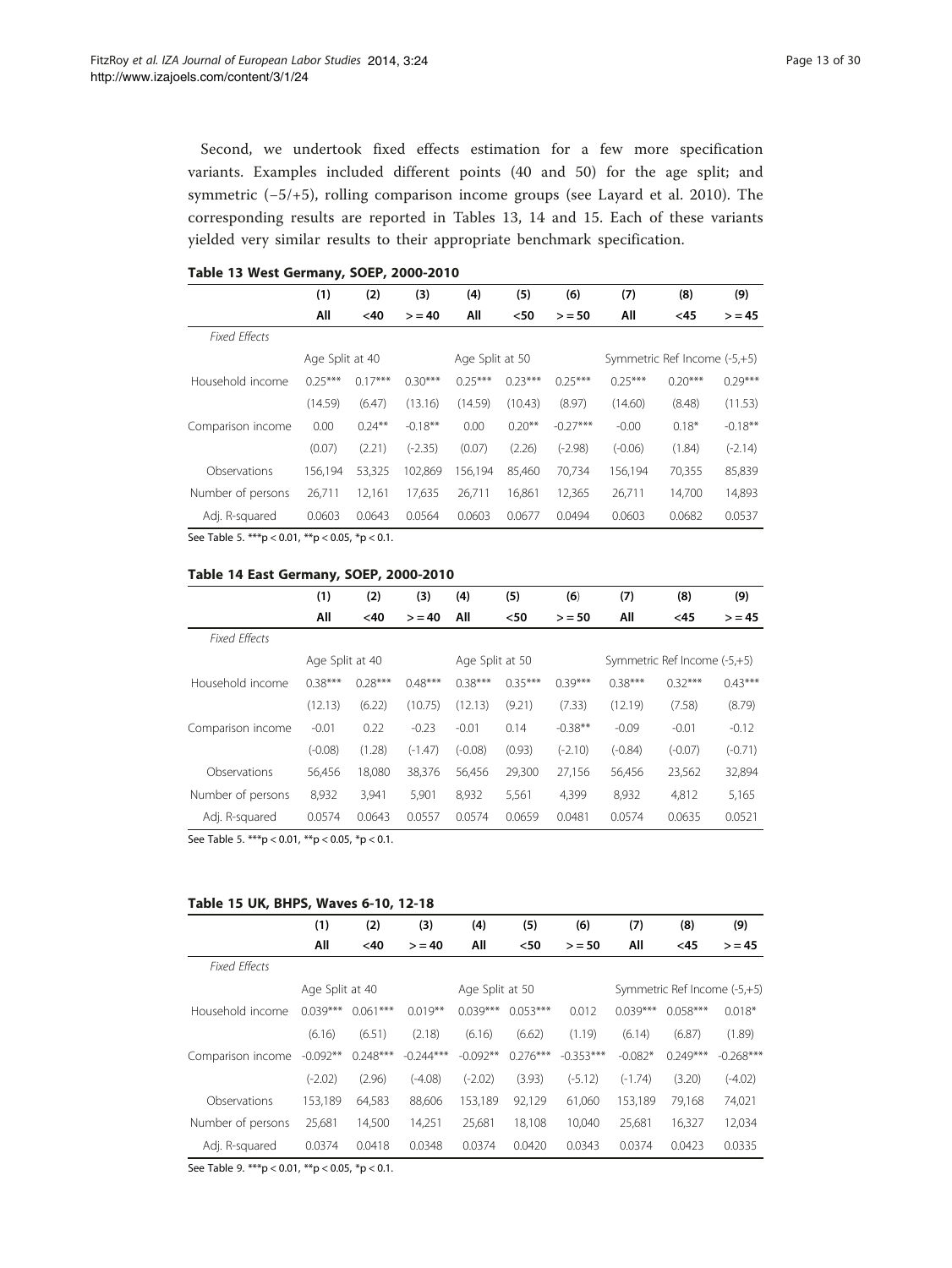Second, we undertook fixed effects estimation for a few more specification variants. Examples included different points (40 and 50) for the age split; and symmetric (−5/+5), rolling comparison income groups (see Layard et al. 2010). The corresponding results are reported in Tables 13, 14 and 15. Each of these variants yielded very similar results to their appropriate benchmark specification.

**Table 13 West Germany, SOEP, 2000-2010**

| | (1) | (2) | (3) | (4) | (5) | (6) | (7) | (8) | (9) |
|---|---|---|---|---|---|---|---|---|---|
| | All | <40 | > = 40 | All | <50 | > = 50 | All | <45 | > = 45 |
| *Fixed Effects* | | | | | | | | | |
| | Age Split at 40 | | | Age Split at 50 | | | Symmetric Ref Income (-5,+5) | | |
| Household income | 0.25*** | 0.17*** | 0.30*** | 0.25*** | 0.23*** | 0.25*** | 0.25*** | 0.20*** | 0.29*** |
| | (14.59) | (6.47) | (13.16) | (14.59) | (10.43) | (8.97) | (14.60) | (8.48) | (11.53) |
| Comparison income | 0.00 | 0.24** | -0.18** | 0.00 | 0.20** | -0.27*** | -0.00 | 0.18* | -0.18** |
| | (0.07) | (2.21) | (-2.35) | (0.07) | (2.26) | (-2.98) | (-0.06) | (1.84) | (-2.14) |
| Observations | 156,194 | 53,325 | 102,869 | 156,194 | 85,460 | 70,734 | 156,194 | 70,355 | 85,839 |
| Number of persons | 26,711 | 12,161 | 17,635 | 26,711 | 16,861 | 12,365 | 26,711 | 14,700 | 14,893 |
| Adj. R-squared | 0.0603 | 0.0643 | 0.0564 | 0.0603 | 0.0677 | 0.0494 | 0.0603 | 0.0682 | 0.0537 |

See Table 5. ***p < 0.01, **p < 0.05, *p < 0.1.

**Table 14 East Germany, SOEP, 2000-2010**

| | (1) | (2) | (3) | (4) | (5) | (6) | (7) | (8) | (9) |
|---|---|---|---|---|---|---|---|---|---|
| | All | <40 | > = 40 | All | <50 | > = 50 | All | <45 | > = 45 |
| *Fixed Effects* | | | | | | | | | |
| | Age Split at 40 | | | Age Split at 50 | | | Symmetric Ref Income (-5,+5) | | |
| Household income | 0.38*** | 0.28*** | 0.48*** | 0.38*** | 0.35*** | 0.39*** | 0.38*** | 0.32*** | 0.43*** |
| | (12.13) | (6.22) | (10.75) | (12.13) | (9.21) | (7.33) | (12.19) | (7.58) | (8.79) |
| Comparison income | -0.01 | 0.22 | -0.23 | -0.01 | 0.14 | -0.38** | -0.09 | -0.01 | -0.12 |
| | (-0.08) | (1.28) | (-1.47) | (-0.08) | (0.93) | (-2.10) | (-0.84) | (-0.07) | (-0.71) |
| Observations | 56,456 | 18,080 | 38,376 | 56,456 | 29,300 | 27,156 | 56,456 | 23,562 | 32,894 |
| Number of persons | 8,932 | 3,941 | 5,901 | 8,932 | 5,561 | 4,399 | 8,932 | 4,812 | 5,165 |
| Adj. R-squared | 0.0574 | 0.0643 | 0.0557 | 0.0574 | 0.0659 | 0.0481 | 0.0574 | 0.0635 | 0.0521 |

See Table 5. ***p < 0.01, **p < 0.05, *p < 0.1.

**Table 15 UK, BHPS, Waves 6-10, 12-18**

| | (1) | (2) | (3) | (4) | (5) | (6) | (7) | (8) | (9) |
|---|---|---|---|---|---|---|---|---|---|
| | All | <40 | > = 40 | All | <50 | > = 50 | All | <45 | > = 45 |
| *Fixed Effects* | | | | | | | | | |
| | Age Split at 40 | | | Age Split at 50 | | | Symmetric Ref Income (-5,+5) | | |
| Household income | 0.039*** | 0.061*** | 0.019** | 0.039*** | 0.053*** | 0.012 | 0.039*** | 0.058*** | 0.018* |
| | (6.16) | (6.51) | (2.18) | (6.16) | (6.62) | (1.19) | (6.14) | (6.87) | (1.89) |
| Comparison income | -0.092** | 0.248*** | -0.244*** | -0.092** | 0.276*** | -0.353*** | -0.082* | 0.249*** | -0.268*** |
| | (-2.02) | (2.96) | (-4.08) | (-2.02) | (3.93) | (-5.12) | (-1.74) | (3.20) | (-4.02) |
| Observations | 153,189 | 64,583 | 88,606 | 153,189 | 92,129 | 61,060 | 153,189 | 79,168 | 74,021 |
| Number of persons | 25,681 | 14,500 | 14,251 | 25,681 | 18,108 | 10,040 | 25,681 | 16,327 | 12,034 |
| Adj. R-squared | 0.0374 | 0.0418 | 0.0348 | 0.0374 | 0.0420 | 0.0343 | 0.0374 | 0.0423 | 0.0335 |

See Table 9. ***p < 0.01, **p < 0.05, *p < 0.1.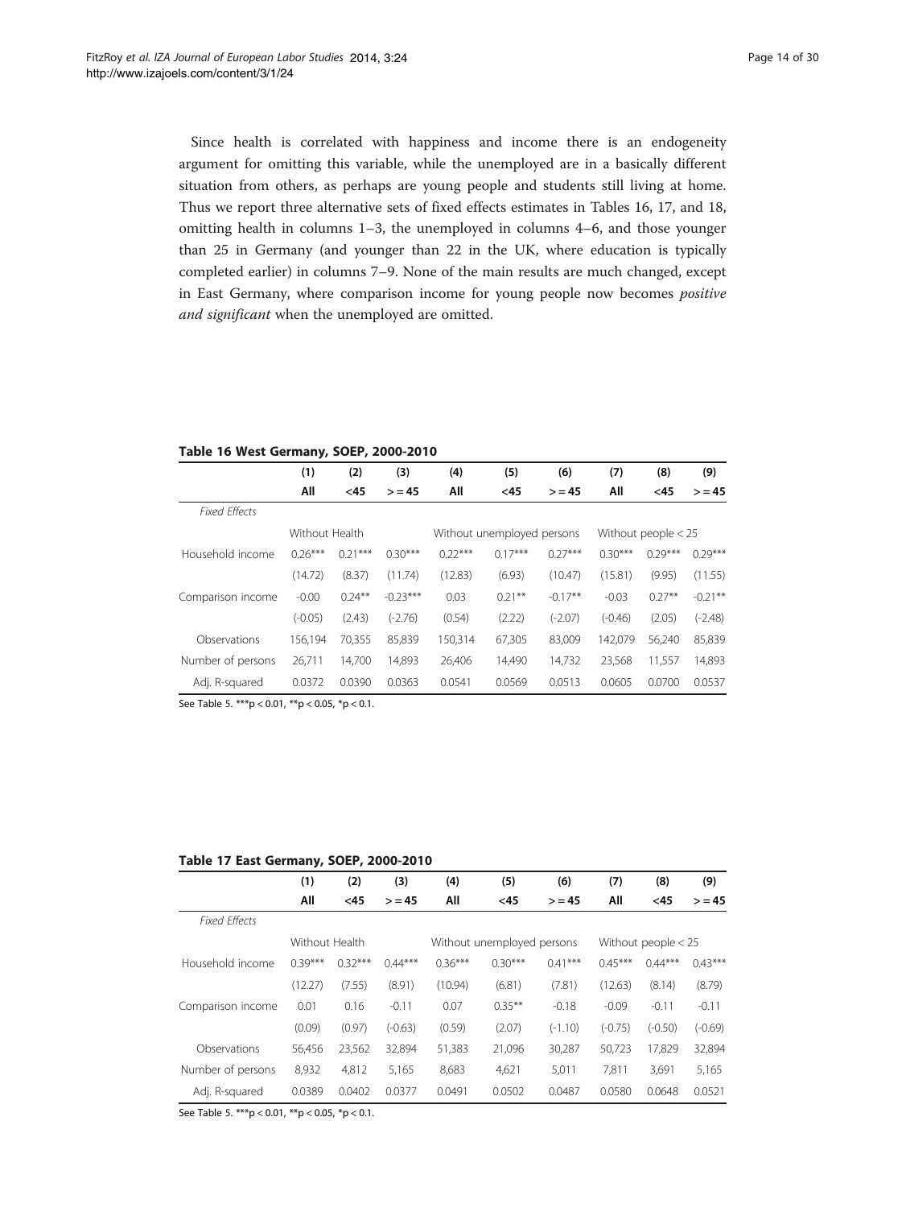Since health is correlated with happiness and income there is an endogeneity argument for omitting this variable, while the unemployed are in a basically different situation from others, as perhaps are young people and students still living at home. Thus we report three alternative sets of fixed effects estimates in Tables 16, 17, and 18, omitting health in columns 1–3, the unemployed in columns 4–6, and those younger than 25 in Germany (and younger than 22 in the UK, where education is typically completed earlier) in columns 7–9. None of the main results are much changed, except in East Germany, where comparison income for young people now becomes *positive and significant* when the unemployed are omitted.

**Table 16 West Germany, SOEP, 2000-2010**

| | (1) | (2) | (3) | (4) | (5) | (6) | (7) | (8) | (9) |
|---|---|---|---|---|---|---|---|---|---|
| | All | <45 | > = 45 | All | <45 | > = 45 | All | <45 | > = 45 |
| *Fixed Effects* | | | | | | | | | |
| | Without Health | | | Without unemployed persons | | | Without people < 25 | | |
| Household income | 0.26*** | 0.21*** | 0.30*** | 0.22*** | 0.17*** | 0.27*** | 0.30*** | 0.29*** | 0.29*** |
| | (14.72) | (8.37) | (11.74) | (12.83) | (6.93) | (10.47) | (15.81) | (9.95) | (11.55) |
| Comparison income | -0.00 | 0.24** | -0.23*** | 0.03 | 0.21** | -0.17** | -0.03 | 0.27** | -0.21** |
| | (-0.05) | (2.43) | (-2.76) | (0.54) | (2.22) | (-2.07) | (-0.46) | (2.05) | (-2.48) |
| Observations | 156,194 | 70,355 | 85,839 | 150,314 | 67,305 | 83,009 | 142,079 | 56,240 | 85,839 |
| Number of persons | 26,711 | 14,700 | 14,893 | 26,406 | 14,490 | 14,732 | 23,568 | 11,557 | 14,893 |
| Adj. R-squared | 0.0372 | 0.0390 | 0.0363 | 0.0541 | 0.0569 | 0.0513 | 0.0605 | 0.0700 | 0.0537 |

See Table 5. ***p < 0.01, **p < 0.05, *p < 0.1.

**Table 17 East Germany, SOEP, 2000-2010**

| | (1) | (2) | (3) | (4) | (5) | (6) | (7) | (8) | (9) |
|---|---|---|---|---|---|---|---|---|---|
| | All | <45 | > = 45 | All | <45 | > = 45 | All | <45 | > = 45 |
| *Fixed Effects* | | | | | | | | | |
| | Without Health | | | Without unemployed persons | | | Without people < 25 | | |
| Household income | 0.39*** | 0.32*** | 0.44*** | 0.36*** | 0.30*** | 0.41*** | 0.45*** | 0.44*** | 0.43*** |
| | (12.27) | (7.55) | (8.91) | (10.94) | (6.81) | (7.81) | (12.63) | (8.14) | (8.79) |
| Comparison income | 0.01 | 0.16 | -0.11 | 0.07 | 0.35** | -0.18 | -0.09 | -0.11 | -0.11 |
| | (0.09) | (0.97) | (-0.63) | (0.59) | (2.07) | (-1.10) | (-0.75) | (-0.50) | (-0.69) |
| Observations | 56,456 | 23,562 | 32,894 | 51,383 | 21,096 | 30,287 | 50,723 | 17,829 | 32,894 |
| Number of persons | 8,932 | 4,812 | 5,165 | 8,683 | 4,621 | 5,011 | 7,811 | 3,691 | 5,165 |
| Adj. R-squared | 0.0389 | 0.0402 | 0.0377 | 0.0491 | 0.0502 | 0.0487 | 0.0580 | 0.0648 | 0.0521 |

See Table 5. ***p < 0.01, **p < 0.05, *p < 0.1.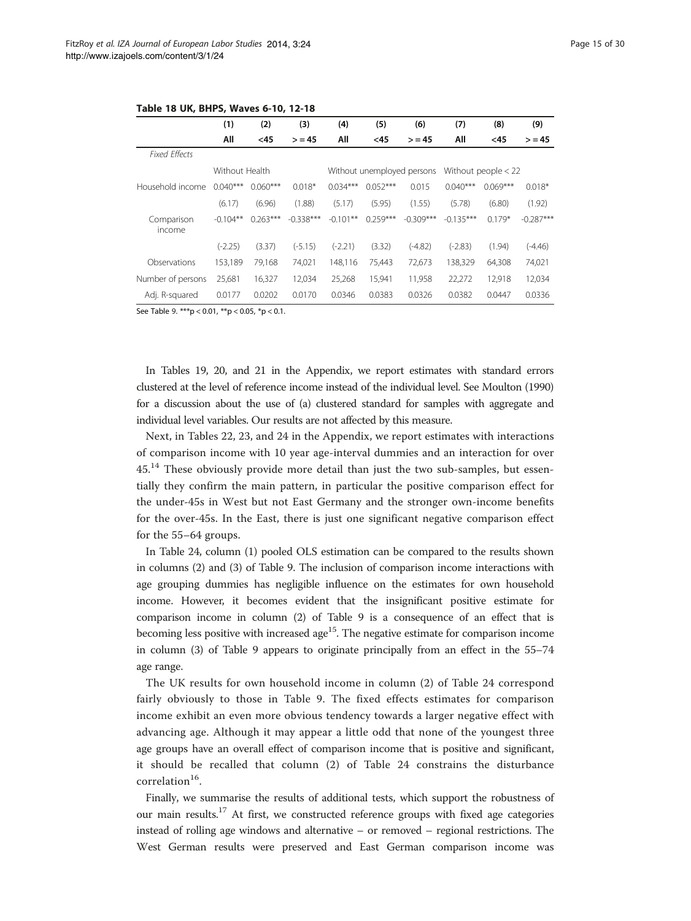**Table 18 UK, BHPS, Waves 6-10, 12-18**

| | (1) | (2) | (3) | (4) | (5) | (6) | (7) | (8) | (9) |
|---|---|---|---|---|---|---|---|---|---|
| | All | <45 | > = 45 | All | <45 | > = 45 | All | <45 | > = 45 |
| *Fixed Effects* | | | | | | | | | |
| | Without Health | | | Without unemployed persons | | | Without people < 22 | | |
| Household income | 0.040*** | 0.060*** | 0.018* | 0.034*** | 0.052*** | 0.015 | 0.040*** | 0.069*** | 0.018* |
| | (6.17) | (6.96) | (1.88) | (5.17) | (5.95) | (1.55) | (5.78) | (6.80) | (1.92) |
| Comparison income | -0.104** | 0.263*** | -0.338*** | -0.101** | 0.259*** | -0.309*** | -0.135*** | 0.179* | -0.287*** |
| | (-2.25) | (3.37) | (-5.15) | (-2.21) | (3.32) | (-4.82) | (-2.83) | (1.94) | (-4.46) |
| Observations | 153,189 | 79,168 | 74,021 | 148,116 | 75,443 | 72,673 | 138,329 | 64,308 | 74,021 |
| Number of persons | 25,681 | 16,327 | 12,034 | 25,268 | 15,941 | 11,958 | 22,272 | 12,918 | 12,034 |
| Adj. R-squared | 0.0177 | 0.0202 | 0.0170 | 0.0346 | 0.0383 | 0.0326 | 0.0382 | 0.0447 | 0.0336 |

See Table 9. ***p < 0.01, **p < 0.05, *p < 0.1.

In Tables 19, 20, and 21 in the Appendix, we report estimates with standard errors clustered at the level of reference income instead of the individual level. See Moulton (1990) for a discussion about the use of (a) clustered standard for samples with aggregate and individual level variables. Our results are not affected by this measure.

Next, in Tables 22, 23, and 24 in the Appendix, we report estimates with interactions of comparison income with 10 year age-interval dummies and an interaction for over 45.[14] These obviously provide more detail than just the two sub-samples, but essentially they confirm the main pattern, in particular the positive comparison effect for the under-45s in West but not East Germany and the stronger own-income benefits for the over-45s. In the East, there is just one significant negative comparison effect for the 55–64 groups.

In Table 24, column (1) pooled OLS estimation can be compared to the results shown in columns (2) and (3) of Table 9. The inclusion of comparison income interactions with age grouping dummies has negligible influence on the estimates for own household income. However, it becomes evident that the insignificant positive estimate for comparison income in column (2) of Table 9 is a consequence of an effect that is becoming less positive with increased age[15]. The negative estimate for comparison income in column (3) of Table 9 appears to originate principally from an effect in the 55–74 age range.

The UK results for own household income in column (2) of Table 24 correspond fairly obviously to those in Table 9. The fixed effects estimates for comparison income exhibit an even more obvious tendency towards a larger negative effect with advancing age. Although it may appear a little odd that none of the youngest three age groups have an overall effect of comparison income that is positive and significant, it should be recalled that column (2) of Table 24 constrains the disturbance correlation[16].

Finally, we summarise the results of additional tests, which support the robustness of our main results.[17] At first, we constructed reference groups with fixed age categories instead of rolling age windows and alternative – or removed – regional restrictions. The West German results were preserved and East German comparison income was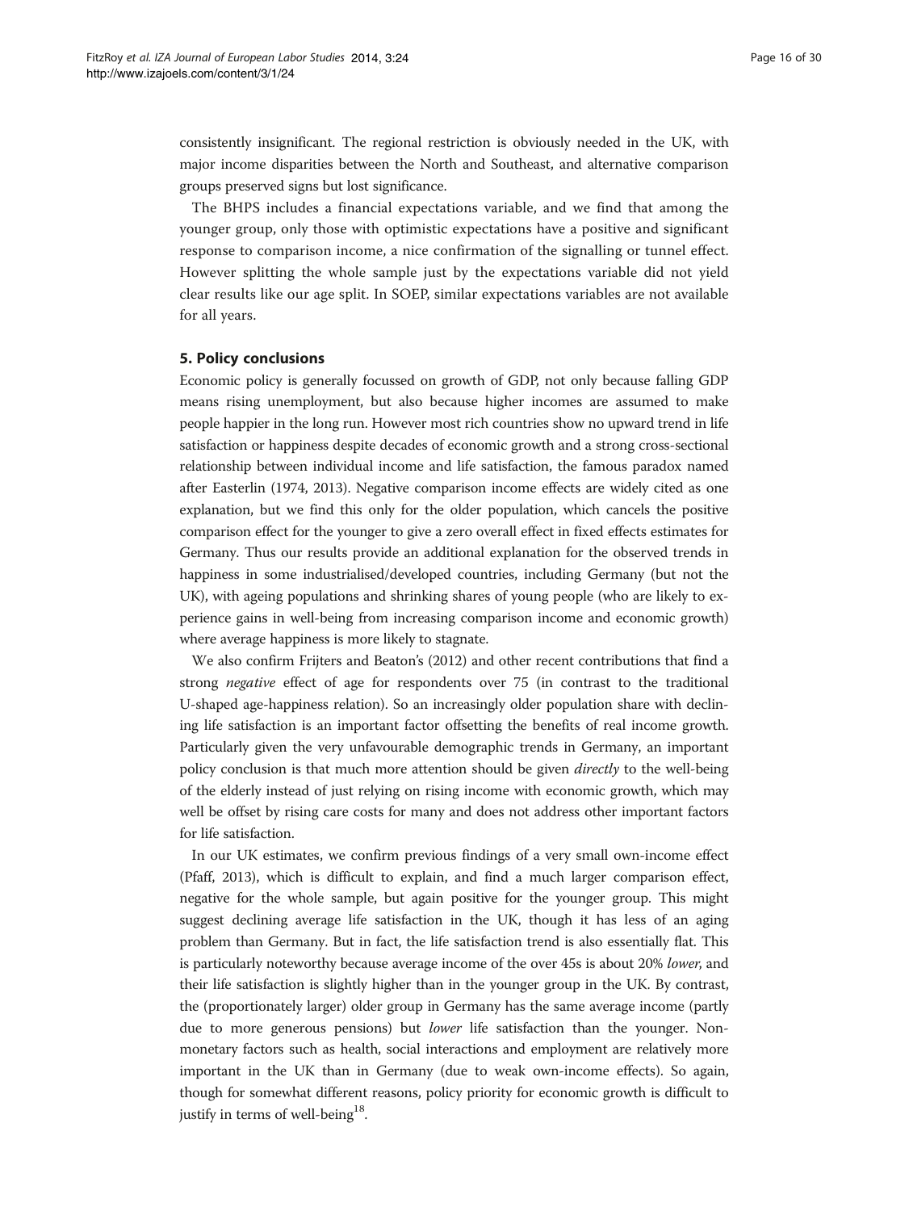consistently insignificant. The regional restriction is obviously needed in the UK, with major income disparities between the North and Southeast, and alternative comparison groups preserved signs but lost significance.

The BHPS includes a financial expectations variable, and we find that among the younger group, only those with optimistic expectations have a positive and significant response to comparison income, a nice confirmation of the signalling or tunnel effect. However splitting the whole sample just by the expectations variable did not yield clear results like our age split. In SOEP, similar expectations variables are not available for all years.

## 5. Policy conclusions

Economic policy is generally focussed on growth of GDP, not only because falling GDP means rising unemployment, but also because higher incomes are assumed to make people happier in the long run. However most rich countries show no upward trend in life satisfaction or happiness despite decades of economic growth and a strong cross-sectional relationship between individual income and life satisfaction, the famous paradox named after Easterlin (1974, 2013). Negative comparison income effects are widely cited as one explanation, but we find this only for the older population, which cancels the positive comparison effect for the younger to give a zero overall effect in fixed effects estimates for Germany. Thus our results provide an additional explanation for the observed trends in happiness in some industrialised/developed countries, including Germany (but not the UK), with ageing populations and shrinking shares of young people (who are likely to experience gains in well-being from increasing comparison income and economic growth) where average happiness is more likely to stagnate.

We also confirm Frijters and Beaton's (2012) and other recent contributions that find a strong *negative* effect of age for respondents over 75 (in contrast to the traditional U-shaped age-happiness relation). So an increasingly older population share with declining life satisfaction is an important factor offsetting the benefits of real income growth. Particularly given the very unfavourable demographic trends in Germany, an important policy conclusion is that much more attention should be given *directly* to the well-being of the elderly instead of just relying on rising income with economic growth, which may well be offset by rising care costs for many and does not address other important factors for life satisfaction.

In our UK estimates, we confirm previous findings of a very small own-income effect (Pfaff, 2013), which is difficult to explain, and find a much larger comparison effect, negative for the whole sample, but again positive for the younger group. This might suggest declining average life satisfaction in the UK, though it has less of an aging problem than Germany. But in fact, the life satisfaction trend is also essentially flat. This is particularly noteworthy because average income of the over 45s is about 20% *lower*, and their life satisfaction is slightly higher than in the younger group in the UK. By contrast, the (proportionately larger) older group in Germany has the same average income (partly due to more generous pensions) but *lower* life satisfaction than the younger. Non-monetary factors such as health, social interactions and employment are relatively more important in the UK than in Germany (due to weak own-income effects). So again, though for somewhat different reasons, policy priority for economic growth is difficult to justify in terms of well-being[18].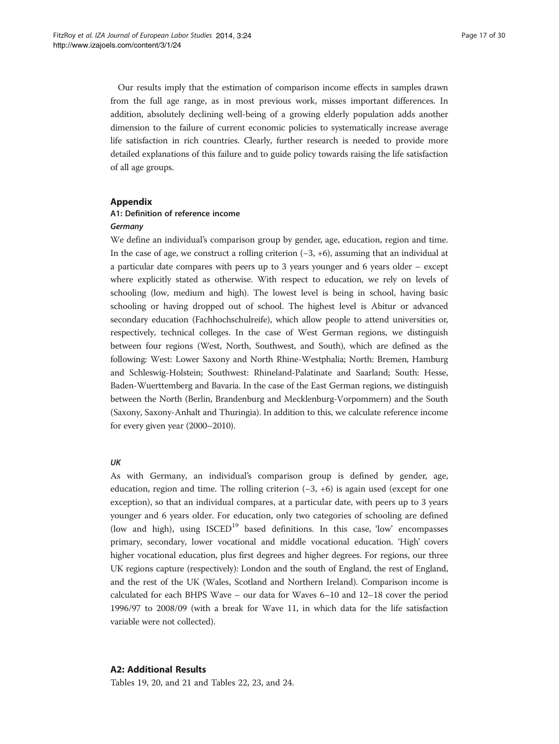Our results imply that the estimation of comparison income effects in samples drawn from the full age range, as in most previous work, misses important differences. In addition, absolutely declining well-being of a growing elderly population adds another dimension to the failure of current economic policies to systematically increase average life satisfaction in rich countries. Clearly, further research is needed to provide more detailed explanations of this failure and to guide policy towards raising the life satisfaction of all age groups.

## Appendix

### A1: Definition of reference income

#### *Germany*

We define an individual's comparison group by gender, age, education, region and time. In the case of age, we construct a rolling criterion (−3, +6), assuming that an individual at a particular date compares with peers up to 3 years younger and 6 years older – except where explicitly stated as otherwise. With respect to education, we rely on levels of schooling (low, medium and high). The lowest level is being in school, having basic schooling or having dropped out of school. The highest level is Abitur or advanced secondary education (Fachhochschulreife), which allow people to attend universities or, respectively, technical colleges. In the case of West German regions, we distinguish between four regions (West, North, Southwest, and South), which are defined as the following: West: Lower Saxony and North Rhine-Westphalia; North: Bremen, Hamburg and Schleswig-Holstein; Southwest: Rhineland-Palatinate and Saarland; South: Hesse, Baden-Wuerttemberg and Bavaria. In the case of the East German regions, we distinguish between the North (Berlin, Brandenburg and Mecklenburg-Vorpommern) and the South (Saxony, Saxony-Anhalt and Thuringia). In addition to this, we calculate reference income for every given year (2000–2010).

#### *UK*

As with Germany, an individual's comparison group is defined by gender, age, education, region and time. The rolling criterion (−3, +6) is again used (except for one exception), so that an individual compares, at a particular date, with peers up to 3 years younger and 6 years older. For education, only two categories of schooling are defined (low and high), using ISCED[19] based definitions. In this case, 'low' encompasses primary, secondary, lower vocational and middle vocational education. 'High' covers higher vocational education, plus first degrees and higher degrees. For regions, our three UK regions capture (respectively): London and the south of England, the rest of England, and the rest of the UK (Wales, Scotland and Northern Ireland). Comparison income is calculated for each BHPS Wave – our data for Waves 6–10 and 12–18 cover the period 1996/97 to 2008/09 (with a break for Wave 11, in which data for the life satisfaction variable were not collected).

### A2: Additional Results

Tables 19, 20, and 21 and Tables 22, 23, and 24.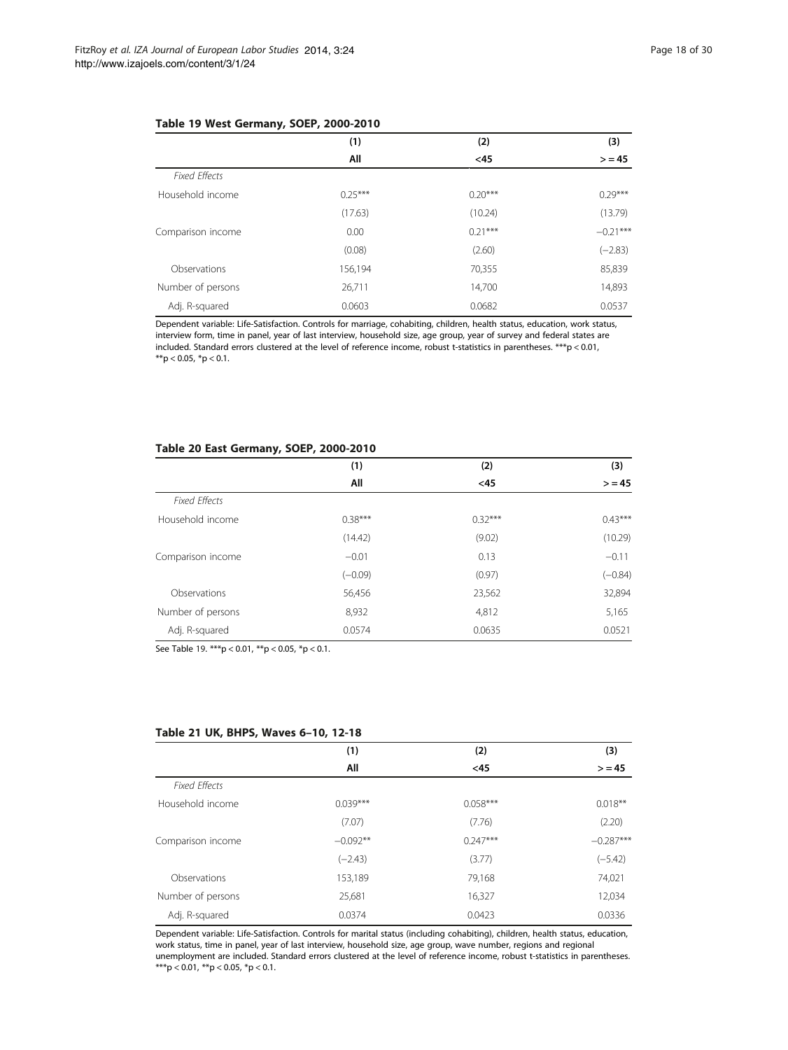**Table 19 West Germany, SOEP, 2000-2010**

| | (1) | (2) | (3) |
|---|---|---|---|
| | All | <45 | > = 45 |
| *Fixed Effects* | | | |
| Household income | 0.25*** | 0.20*** | 0.29*** |
| | (17.63) | (10.24) | (13.79) |
| Comparison income | 0.00 | 0.21*** | −0.21*** |
| | (0.08) | (2.60) | (−2.83) |
| Observations | 156,194 | 70,355 | 85,839 |
| Number of persons | 26,711 | 14,700 | 14,893 |
| Adj. R-squared | 0.0603 | 0.0682 | 0.0537 |

Dependent variable: Life-Satisfaction. Controls for marriage, cohabiting, children, health status, education, work status, interview form, time in panel, year of last interview, household size, age group, year of survey and federal states are included. Standard errors clustered at the level of reference income, robust t-statistics in parentheses. ***p < 0.01, **p < 0.05, *p < 0.1.

**Table 20 East Germany, SOEP, 2000-2010**

| | (1) | (2) | (3) |
|---|---|---|---|
| | All | <45 | > = 45 |
| *Fixed Effects* | | | |
| Household income | 0.38*** | 0.32*** | 0.43*** |
| | (14.42) | (9.02) | (10.29) |
| Comparison income | −0.01 | 0.13 | −0.11 |
| | (−0.09) | (0.97) | (−0.84) |
| Observations | 56,456 | 23,562 | 32,894 |
| Number of persons | 8,932 | 4,812 | 5,165 |
| Adj. R-squared | 0.0574 | 0.0635 | 0.0521 |

See Table 19. ***p < 0.01, **p < 0.05, *p < 0.1.

**Table 21 UK, BHPS, Waves 6–10, 12-18**

| | (1) | (2) | (3) |
|---|---|---|---|
| | All | <45 | > = 45 |
| *Fixed Effects* | | | |
| Household income | 0.039*** | 0.058*** | 0.018** |
| | (7.07) | (7.76) | (2.20) |
| Comparison income | −0.092** | 0.247*** | −0.287*** |
| | (−2.43) | (3.77) | (−5.42) |
| Observations | 153,189 | 79,168 | 74,021 |
| Number of persons | 25,681 | 16,327 | 12,034 |
| Adj. R-squared | 0.0374 | 0.0423 | 0.0336 |

Dependent variable: Life-Satisfaction. Controls for marital status (including cohabiting), children, health status, education, work status, time in panel, year of last interview, household size, age group, wave number, regions and regional unemployment are included. Standard errors clustered at the level of reference income, robust t-statistics in parentheses. ***p < 0.01, **p < 0.05, *p < 0.1.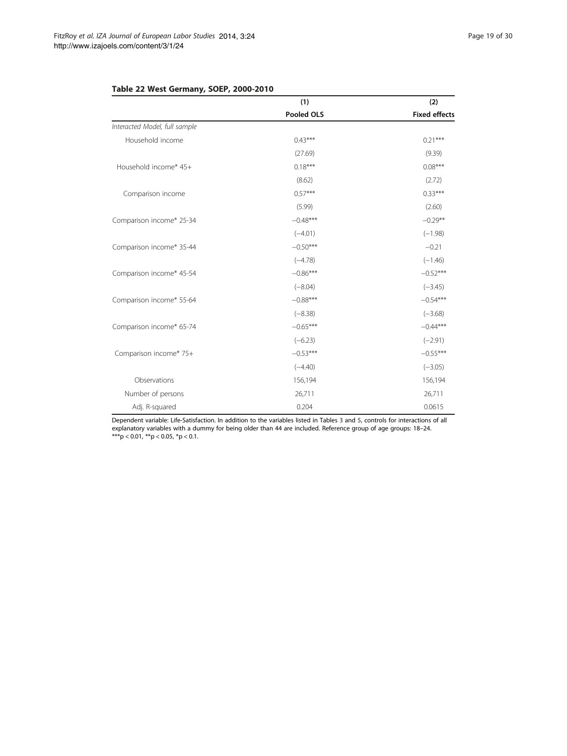**Table 22 West Germany, SOEP, 2000-2010**

| | (1) | (2) |
|---|---|---|
| | **Pooled OLS** | **Fixed effects** |
| *Interacted Model, full sample* | | |
| Household income | 0.43*** | 0.21*** |
| | (27.69) | (9.39) |
| Household income* 45+ | 0.18*** | 0.08*** |
| | (8.62) | (2.72) |
| Comparison income | 0.57*** | 0.33*** |
| | (5.99) | (2.60) |
| Comparison income* 25-34 | −0.48*** | −0.29** |
| | (−4.01) | (−1.98) |
| Comparison income* 35-44 | −0.50*** | −0.21 |
| | (−4.78) | (−1.46) |
| Comparison income* 45-54 | −0.86*** | −0.52*** |
| | (−8.04) | (−3.45) |
| Comparison income* 55-64 | −0.88*** | −0.54*** |
| | (−8.38) | (−3.68) |
| Comparison income* 65-74 | −0.65*** | −0.44*** |
| | (−6.23) | (−2.91) |
| Comparison income* 75+ | −0.53*** | −0.55*** |
| | (−4.40) | (−3.05) |
| Observations | 156,194 | 156,194 |
| Number of persons | 26,711 | 26,711 |
| Adj. R-squared | 0.204 | 0.0615 |

Dependent variable: Life-Satisfaction. In addition to the variables listed in Tables 3 and 5, controls for interactions of all explanatory variables with a dummy for being older than 44 are included. Reference group of age groups: 18–24.
***$p < 0.01$, **$p < 0.05$, *$p < 0.1$.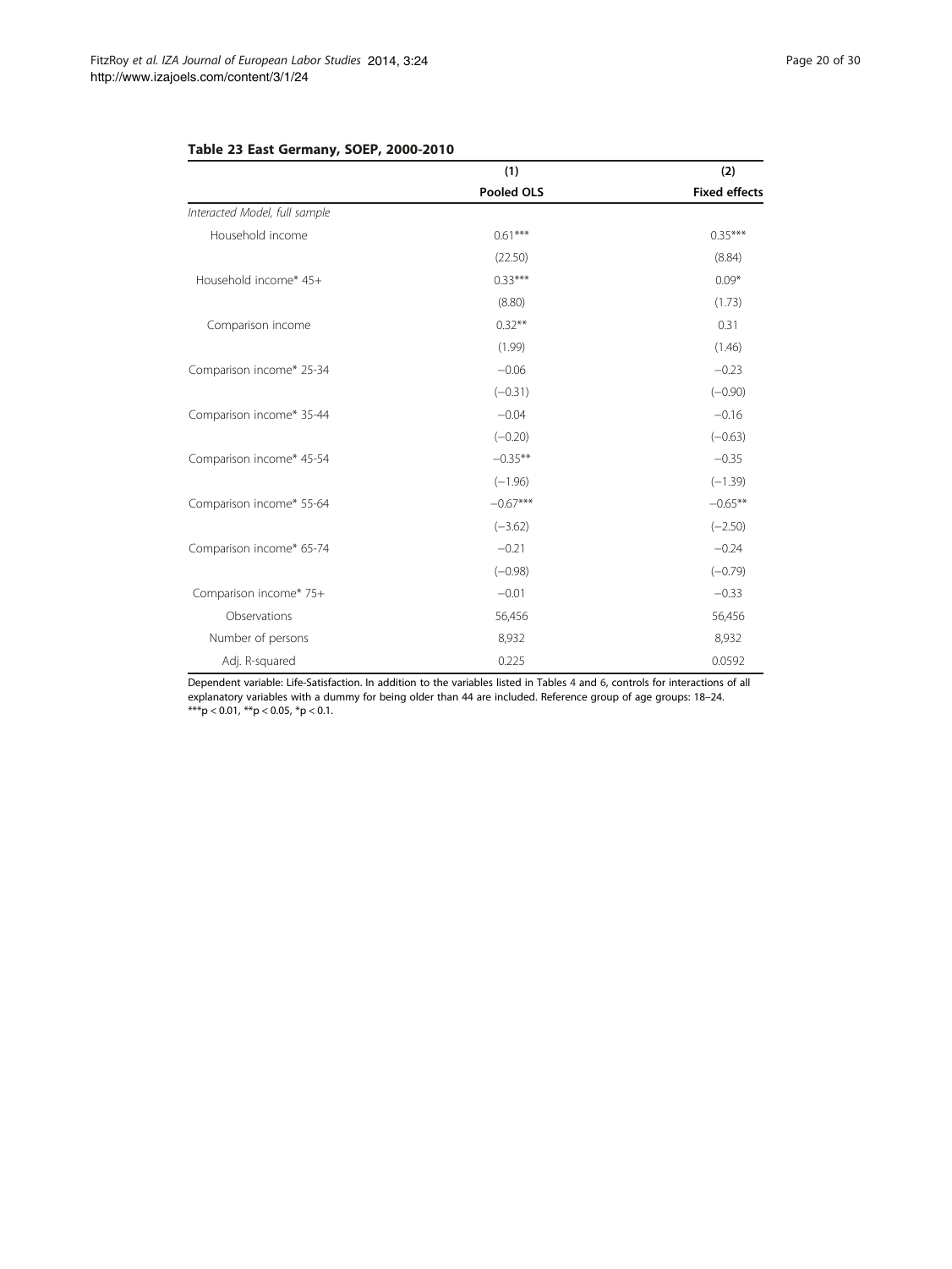**Table 23 East Germany, SOEP, 2000-2010**

| | (1) | (2) |
|---|---|---|
| | **Pooled OLS** | **Fixed effects** |
| *Interacted Model, full sample* | | |
| Household income | 0.61*** | 0.35*** |
| | (22.50) | (8.84) |
| Household income* 45+ | 0.33*** | 0.09* |
| | (8.80) | (1.73) |
| Comparison income | 0.32** | 0.31 |
| | (1.99) | (1.46) |
| Comparison income* 25-34 | −0.06 | −0.23 |
| | (−0.31) | (−0.90) |
| Comparison income* 35-44 | −0.04 | −0.16 |
| | (−0.20) | (−0.63) |
| Comparison income* 45-54 | −0.35** | −0.35 |
| | (−1.96) | (−1.39) |
| Comparison income* 55-64 | −0.67*** | −0.65** |
| | (−3.62) | (−2.50) |
| Comparison income* 65-74 | −0.21 | −0.24 |
| | (−0.98) | (−0.79) |
| Comparison income* 75+ | −0.01 | −0.33 |
| Observations | 56,456 | 56,456 |
| Number of persons | 8,932 | 8,932 |
| Adj. R-squared | 0.225 | 0.0592 |

Dependent variable: Life-Satisfaction. In addition to the variables listed in Tables 4 and 6, controls for interactions of all explanatory variables with a dummy for being older than 44 are included. Reference group of age groups: 18–24.
***p < 0.01, **p < 0.05, *p < 0.1.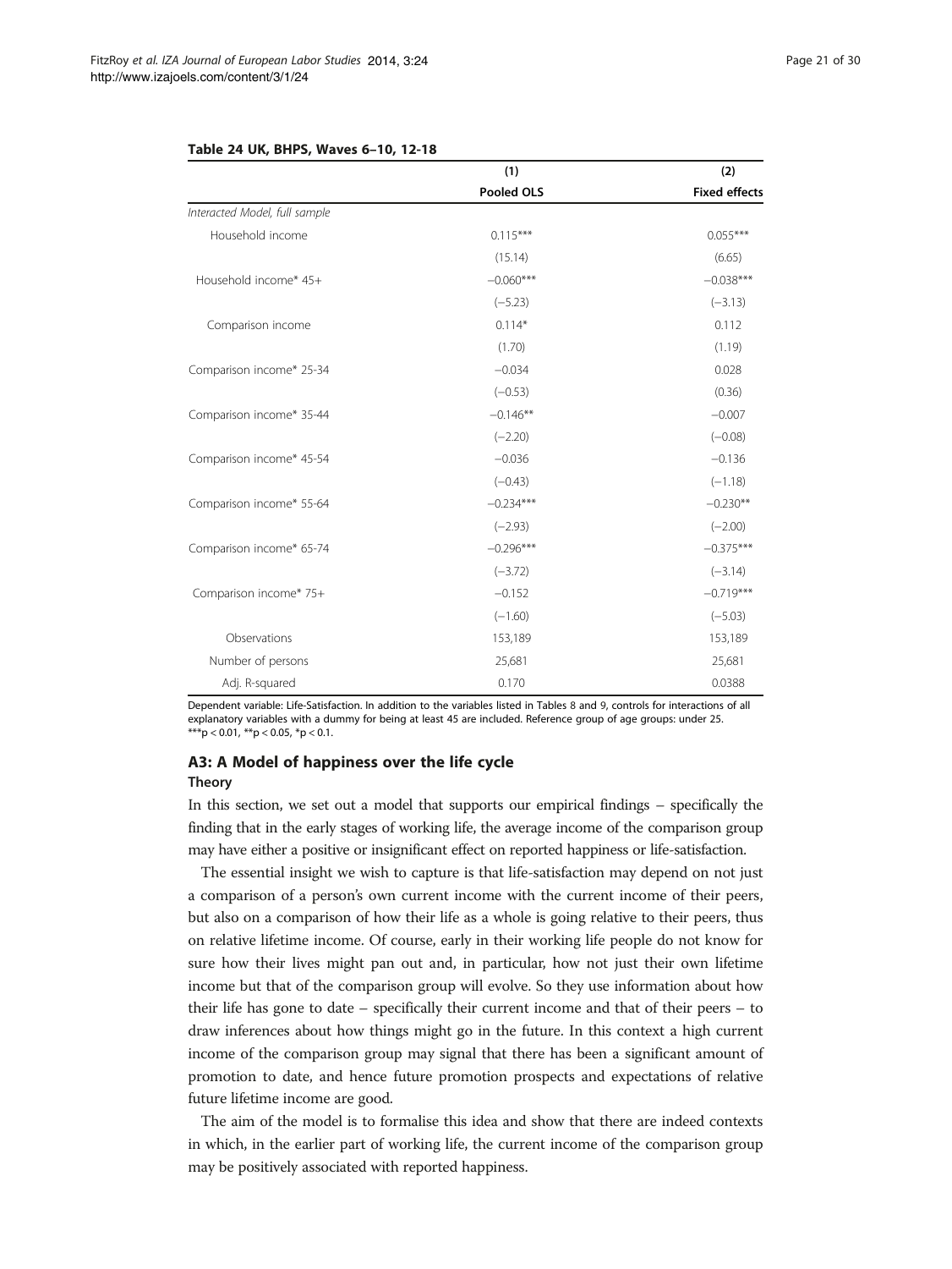**Table 24 UK, BHPS, Waves 6–10, 12-18**

| | (1) | (2) |
|---|---|---|
| | **Pooled OLS** | **Fixed effects** |
| *Interacted Model, full sample* | | |
| Household income | 0.115*** | 0.055*** |
| | (15.14) | (6.65) |
| Household income* 45+ | −0.060*** | −0.038*** |
| | (−5.23) | (−3.13) |
| Comparison income | 0.114* | 0.112 |
| | (1.70) | (1.19) |
| Comparison income* 25-34 | −0.034 | 0.028 |
| | (−0.53) | (0.36) |
| Comparison income* 35-44 | −0.146** | −0.007 |
| | (−2.20) | (−0.08) |
| Comparison income* 45-54 | −0.036 | −0.136 |
| | (−0.43) | (−1.18) |
| Comparison income* 55-64 | −0.234*** | −0.230** |
| | (−2.93) | (−2.00) |
| Comparison income* 65-74 | −0.296*** | −0.375*** |
| | (−3.72) | (−3.14) |
| Comparison income* 75+ | −0.152 | −0.719*** |
| | (−1.60) | (−5.03) |
| Observations | 153,189 | 153,189 |
| Number of persons | 25,681 | 25,681 |
| Adj. R-squared | 0.170 | 0.0388 |

Dependent variable: Life-Satisfaction. In addition to the variables listed in Tables 8 and 9, controls for interactions of all explanatory variables with a dummy for being at least 45 are included. Reference group of age groups: under 25.
***p < 0.01, **p < 0.05, *p < 0.1.

## A3: A Model of happiness over the life cycle

### Theory

In this section, we set out a model that supports our empirical findings – specifically the finding that in the early stages of working life, the average income of the comparison group may have either a positive or insignificant effect on reported happiness or life-satisfaction.

The essential insight we wish to capture is that life-satisfaction may depend on not just a comparison of a person's own current income with the current income of their peers, but also on a comparison of how their life as a whole is going relative to their peers, thus on relative lifetime income. Of course, early in their working life people do not know for sure how their lives might pan out and, in particular, how not just their own lifetime income but that of the comparison group will evolve. So they use information about how their life has gone to date – specifically their current income and that of their peers – to draw inferences about how things might go in the future. In this context a high current income of the comparison group may signal that there has been a significant amount of promotion to date, and hence future promotion prospects and expectations of relative future lifetime income are good.

The aim of the model is to formalise this idea and show that there are indeed contexts in which, in the earlier part of working life, the current income of the comparison group may be positively associated with reported happiness.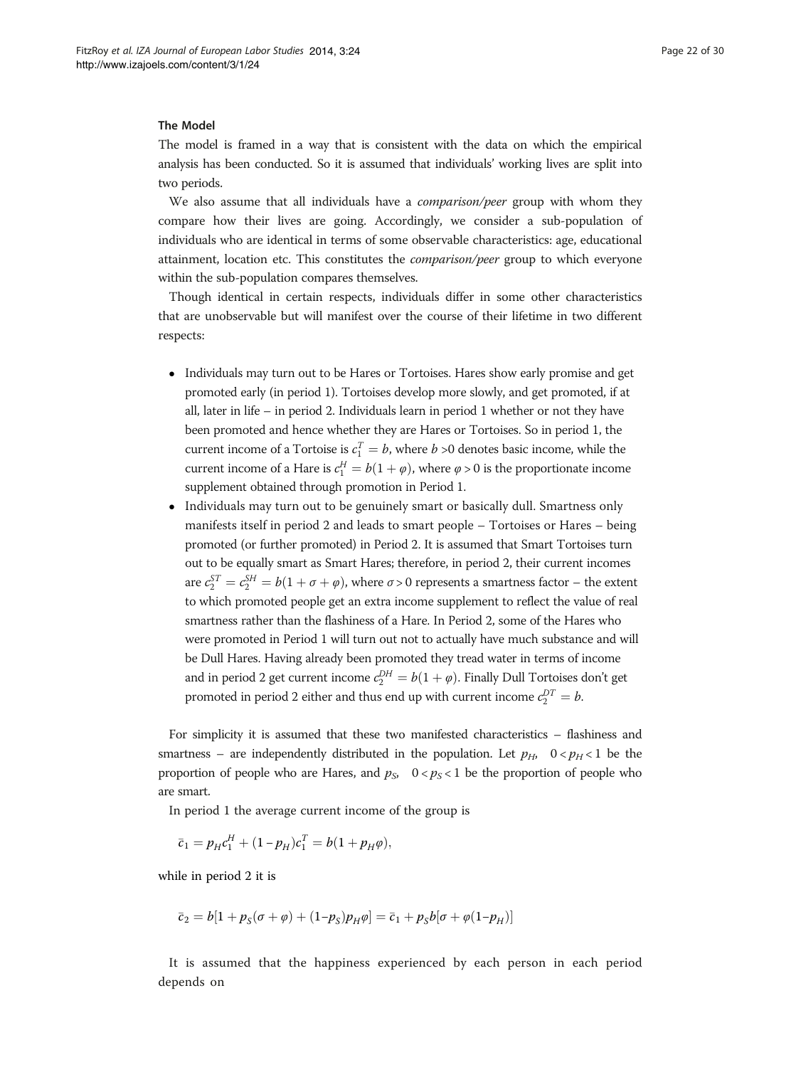### The Model

The model is framed in a way that is consistent with the data on which the empirical analysis has been conducted. So it is assumed that individuals' working lives are split into two periods.

We also assume that all individuals have a *comparison/peer* group with whom they compare how their lives are going. Accordingly, we consider a sub-population of individuals who are identical in terms of some observable characteristics: age, educational attainment, location etc. This constitutes the *comparison/peer* group to which everyone within the sub-population compares themselves.

Though identical in certain respects, individuals differ in some other characteristics that are unobservable but will manifest over the course of their lifetime in two different respects:

- Individuals may turn out to be Hares or Tortoises. Hares show early promise and get promoted early (in period 1). Tortoises develop more slowly, and get promoted, if at all, later in life – in period 2. Individuals learn in period 1 whether or not they have been promoted and hence whether they are Hares or Tortoises. So in period 1, the current income of a Tortoise is $c_1^T = b$, where $b > 0$ denotes basic income, while the current income of a Hare is $c_1^H = b(1 + \varphi)$, where $\varphi > 0$ is the proportionate income supplement obtained through promotion in Period 1.
- Individuals may turn out to be genuinely smart or basically dull. Smartness only manifests itself in period 2 and leads to smart people – Tortoises or Hares – being promoted (or further promoted) in Period 2. It is assumed that Smart Tortoises turn out to be equally smart as Smart Hares; therefore, in period 2, their current incomes are $c_2^{ST} = c_2^{SH} = b(1 + \sigma + \varphi)$, where $\sigma > 0$ represents a smartness factor – the extent to which promoted people get an extra income supplement to reflect the value of real smartness rather than the flashiness of a Hare. In Period 2, some of the Hares who were promoted in Period 1 will turn out not to actually have much substance and will be Dull Hares. Having already been promoted they tread water in terms of income and in period 2 get current income $c_2^{DH} = b(1 + \varphi)$. Finally Dull Tortoises don't get promoted in period 2 either and thus end up with current income $c_2^{DT} = b$.

For simplicity it is assumed that these two manifested characteristics – flashiness and smartness – are independently distributed in the population. Let $p_H, \quad 0 < p_H < 1$ be the proportion of people who are Hares, and $p_S, \quad 0 < p_S < 1$ be the proportion of people who are smart.

In period 1 the average current income of the group is

$$\bar{c}_1 = p_H c_1^H + (1 - p_H) c_1^T = b(1 + p_H \varphi),$$

while in period 2 it is

$$\bar{c}_2 = b[1 + p_S(\sigma + \varphi) + (1 - p_S) p_H \varphi] = \bar{c}_1 + p_S b[\sigma + \varphi(1 - p_H)]$$

It is assumed that the happiness experienced by each person in each period depends on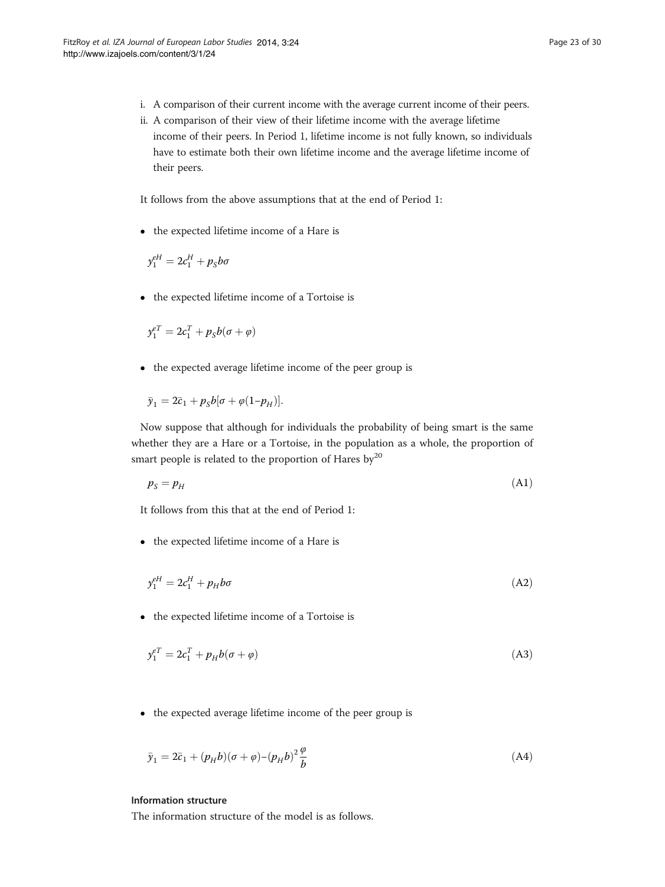i. A comparison of their current income with the average current income of their peers.
ii. A comparison of their view of their lifetime income with the average lifetime income of their peers. In Period 1, lifetime income is not fully known, so individuals have to estimate both their own lifetime income and the average lifetime income of their peers.

It follows from the above assumptions that at the end of Period 1:

- the expected lifetime income of a Hare is

$$y_1^{eH} = 2c_1^H + p_S b\sigma$$

- the expected lifetime income of a Tortoise is

$$y_1^{eT} = 2c_1^T + p_S b(\sigma + \varphi)$$

- the expected average lifetime income of the peer group is

$$\bar{y}_1 = 2\bar{c}_1 + p_S b[\sigma + \varphi(1 - p_H)].$$

Now suppose that although for individuals the probability of being smart is the same whether they are a Hare or a Tortoise, in the population as a whole, the proportion of smart people is related to the proportion of Hares by[20]

$$p_S = p_H \tag{A1}$$

It follows from this that at the end of Period 1:

- the expected lifetime income of a Hare is

$$y_1^{eH} = 2c_1^H + p_H b\sigma \tag{A2}$$

- the expected lifetime income of a Tortoise is

$$y_1^{eT} = 2c_1^T + p_H b(\sigma + \varphi) \tag{A3}$$

- the expected average lifetime income of the peer group is

$$\bar{y}_1 = 2\bar{c}_1 + (p_H b)(\sigma + \varphi) - (p_H b)^2 \frac{\varphi}{b} \tag{A4}$$

#### Information structure

The information structure of the model is as follows.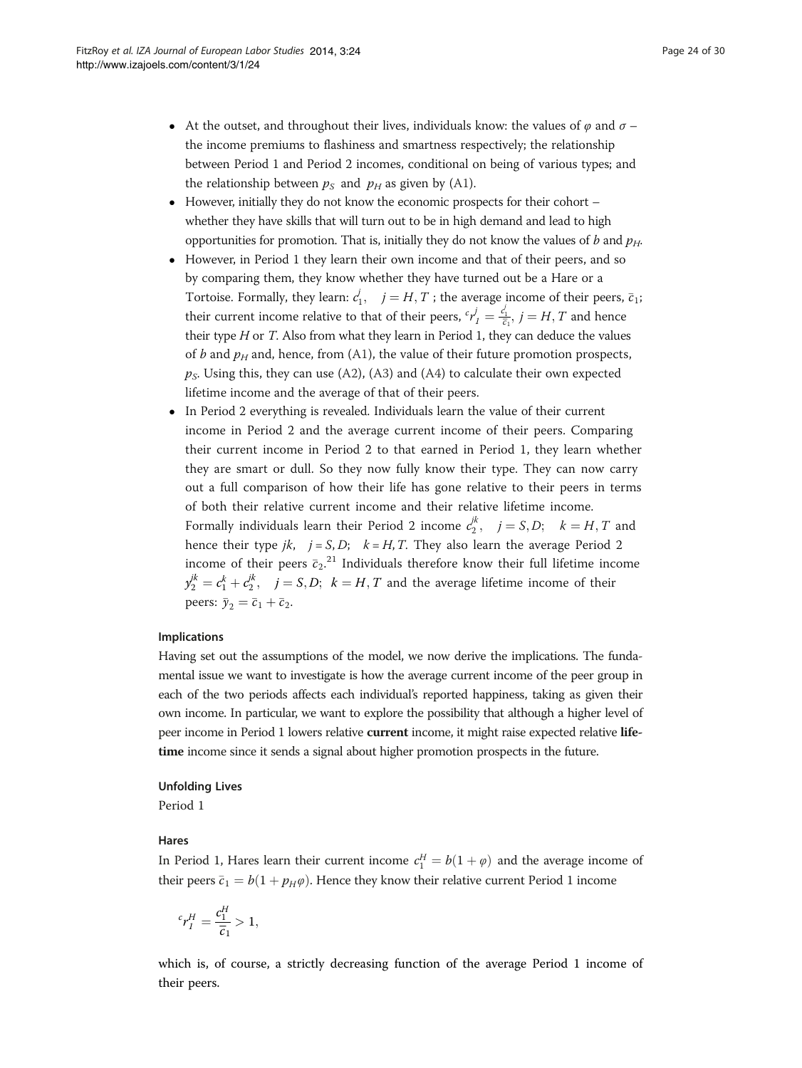- At the outset, and throughout their lives, individuals know: the values of $\varphi$ and $\sigma$ – the income premiums to flashiness and smartness respectively; the relationship between Period 1 and Period 2 incomes, conditional on being of various types; and the relationship between $p_S$ and $p_H$ as given by (A1).
- However, initially they do not know the economic prospects for their cohort – whether they have skills that will turn out to be in high demand and lead to high opportunities for promotion. That is, initially they do not know the values of $b$ and $p_H$.
- However, in Period 1 they learn their own income and that of their peers, and so by comparing them, they know whether they have turned out be a Hare or a Tortoise. Formally, they learn: $c_1^j, \quad j = H, T$ ; the average income of their peers, $\bar{c}_1$; their current income relative to that of their peers, ${}^c r_1^j = \frac{c_1^j}{\bar{c}_1}$, $j = H, T$ and hence their type $H$ or $T$. Also from what they learn in Period 1, they can deduce the values of $b$ and $p_H$ and, hence, from (A1), the value of their future promotion prospects, $p_S$. Using this, they can use (A2), (A3) and (A4) to calculate their own expected lifetime income and the average of that of their peers.
- In Period 2 everything is revealed. Individuals learn the value of their current income in Period 2 and the average current income of their peers. Comparing their current income in Period 2 to that earned in Period 1, they learn whether they are smart or dull. So they now fully know their type. They can now carry out a full comparison of how their life has gone relative to their peers in terms of both their relative current income and their relative lifetime income. Formally individuals learn their Period 2 income $c_2^{jk}, \quad j = S, D; \quad k = H, T$ and hence their type $jk, \quad j = S, D; \quad k = H, T$. They also learn the average Period 2 income of their peers $\bar{c}_2$.[21] Individuals therefore know their full lifetime income $y_2^{jk} = c_1^k + c_2^{jk}, \quad j = S, D; \ k = H, T$ and the average lifetime income of their peers: $\bar{y}_2 = \bar{c}_1 + \bar{c}_2$.

#### Implications

Having set out the assumptions of the model, we now derive the implications. The fundamental issue we want to investigate is how the average current income of the peer group in each of the two periods affects each individual's reported happiness, taking as given their own income. In particular, we want to explore the possibility that although a higher level of peer income in Period 1 lowers relative **current** income, it might raise expected relative **lifetime** income since it sends a signal about higher promotion prospects in the future.

#### Unfolding Lives

Period 1

#### Hares

In Period 1, Hares learn their current income $c_1^H = b(1 + \varphi)$ and the average income of their peers $\bar{c}_1 = b(1 + p_H\varphi)$. Hence they know their relative current Period 1 income

$$ {}^c r_1^H = \frac{c_1^H}{\bar{c}_1} > 1, $$

which is, of course, a strictly decreasing function of the average Period 1 income of their peers.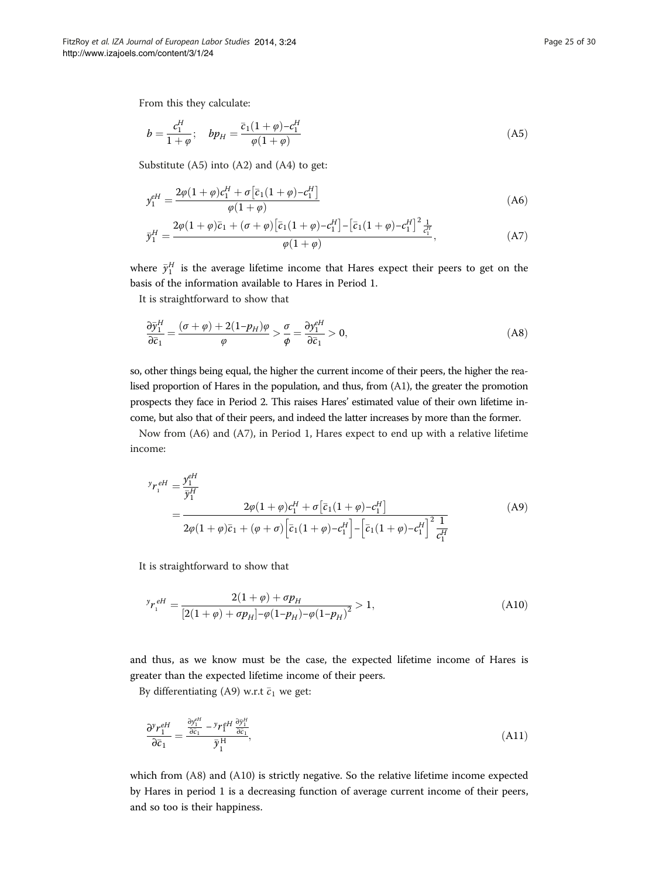From this they calculate:

$$b = \frac{c_1^H}{1+\varphi}; \quad bp_H = \frac{\bar{c}_1(1+\varphi) - c_1^H}{\varphi(1+\varphi)} \tag{A5}$$

Substitute (A5) into (A2) and (A4) to get:

$$y_1^{eH} = \frac{2\varphi(1+\varphi)c_1^H + \sigma\left[\bar{c}_1(1+\varphi) - c_1^H\right]}{\varphi(1+\varphi)} \tag{A6}$$

$$\bar{y}_1^H = \frac{2\varphi(1+\varphi)\bar{c}_1 + (\sigma+\varphi)\left[\bar{c}_1(1+\varphi) - c_1^H\right] - \left[\bar{c}_1(1+\varphi) - c_1^H\right]^2 \frac{1}{c_1^H}}{\varphi(1+\varphi)}, \tag{A7}$$

where $\bar{y}_1^H$ is the average lifetime income that Hares expect their peers to get on the basis of the information available to Hares in Period 1.

It is straightforward to show that

$$\frac{\partial \bar{y}_1^H}{\partial \bar{c}_1} = \frac{(\sigma+\varphi) + 2(1-p_H)\varphi}{\varphi} > \frac{\sigma}{\phi} = \frac{\partial y_1^{eH}}{\partial \bar{c}_1} > 0, \tag{A8}$$

so, other things being equal, the higher the current income of their peers, the higher the realised proportion of Hares in the population, and thus, from (A1), the greater the promotion prospects they face in Period 2. This raises Hares' estimated value of their own lifetime income, but also that of their peers, and indeed the latter increases by more than the former.

Now from (A6) and (A7), in Period 1, Hares expect to end up with a relative lifetime income:

$$\begin{aligned} {}^{y}r_1^{eH} &= \frac{y_1^{eH}}{\bar{y}_1^H} \\ &= \frac{2\varphi(1+\varphi)c_1^H + \sigma\left[\bar{c}_1(1+\varphi) - c_1^H\right]}{2\varphi(1+\varphi)\bar{c}_1 + (\varphi+\sigma)\left[\bar{c}_1(1+\varphi) - c_1^H\right] - \left[\bar{c}_1(1+\varphi) - c_1^H\right]^2 \frac{1}{c_1^H}} \end{aligned} \tag{A9}$$

It is straightforward to show that

$${}^{y}r_1^{eH} = \frac{2(1+\varphi) + \sigma p_H}{[2(1+\varphi) + \sigma p_H] - \varphi(1-p_H) - \varphi(1-p_H)^2} > 1, \tag{A10}$$

and thus, as we know must be the case, the expected lifetime income of Hares is greater than the expected lifetime income of their peers.

By differentiating (A9) w.r.t $\bar{c}_1$ we get:

$$\frac{\partial\, {}^{y}r_1^{eH}}{\partial \bar{c}_1} = \frac{\frac{\partial y_1^{eH}}{\partial \bar{c}_1} - {}^{y}r_1^{eH} \frac{\partial \bar{y}_1^H}{\partial \bar{c}_1}}{\bar{y}_1^{\mathrm{H}}}, \tag{A11}$$

which from (A8) and (A10) is strictly negative. So the relative lifetime income expected by Hares in period 1 is a decreasing function of average current income of their peers, and so too is their happiness.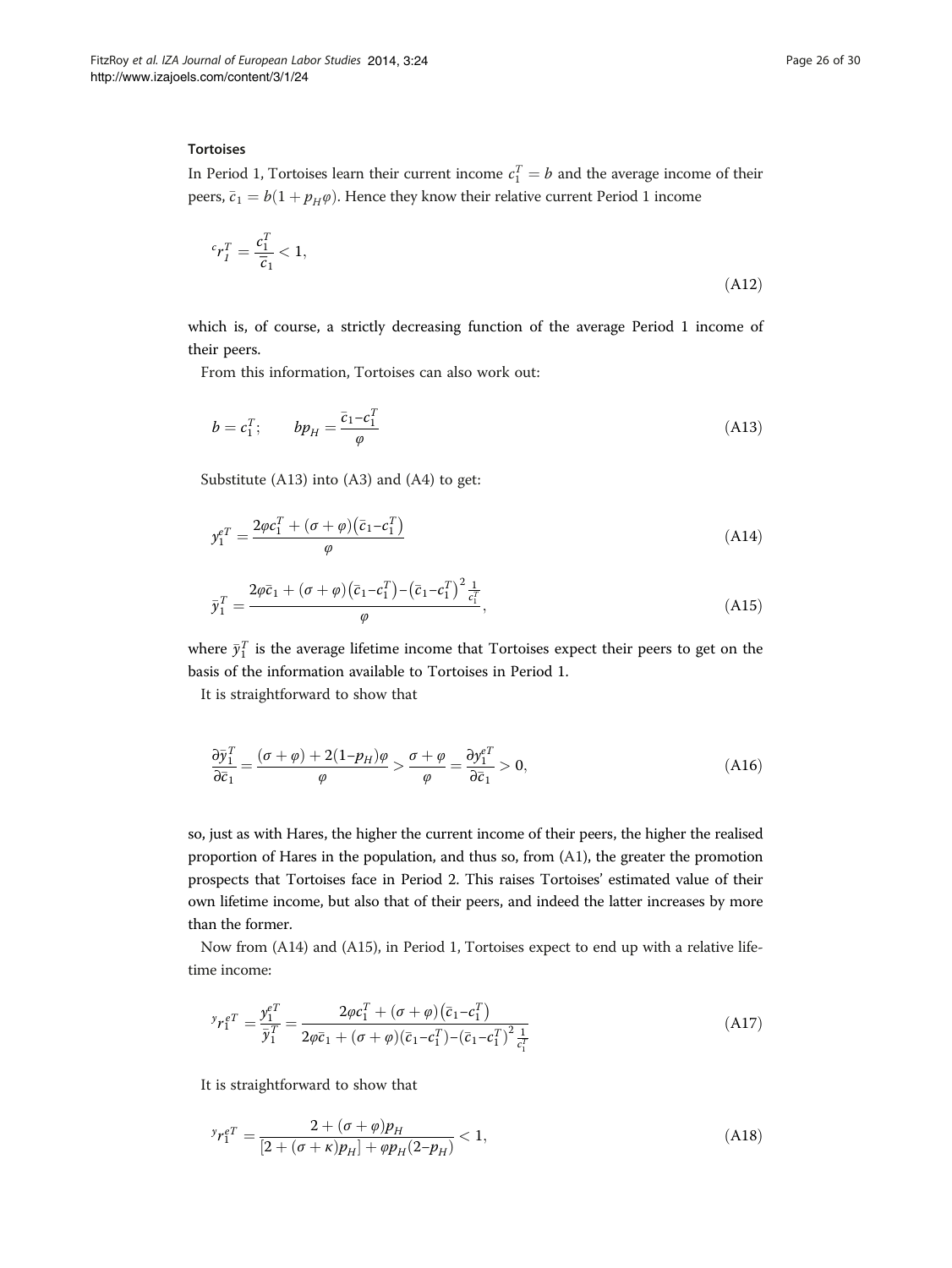### Tortoises

In Period 1, Tortoises learn their current income $c_1^T = b$ and the average income of their peers, $\bar{c}_1 = b(1 + p_H\varphi)$. Hence they know their relative current Period 1 income

$$ {}^{c}r_I^T = \frac{c_1^T}{\bar{c}_1} < 1, \tag{A12} $$

which is, of course, a strictly decreasing function of the average Period 1 income of their peers.

From this information, Tortoises can also work out:

$$ b = c_1^T; \qquad bp_H = \frac{\bar{c}_1 - c_1^T}{\varphi} \tag{A13} $$

Substitute (A13) into (A3) and (A4) to get:

$$ y_1^{eT} = \frac{2\varphi c_1^T + (\sigma + \varphi)\left(\bar{c}_1 - c_1^T\right)}{\varphi} \tag{A14} $$

$$ \bar{y}_1^T = \frac{2\varphi\bar{c}_1 + (\sigma + \varphi)\left(\bar{c}_1 - c_1^T\right) - \left(\bar{c}_1 - c_1^T\right)^2 \frac{1}{c_1^T}}{\varphi}, \tag{A15} $$

where $\bar{y}_1^T$ is the average lifetime income that Tortoises expect their peers to get on the basis of the information available to Tortoises in Period 1.

It is straightforward to show that

$$ \frac{\partial \bar{y}_1^T}{\partial \bar{c}_1} = \frac{(\sigma + \varphi) + 2(1 - p_H)\varphi}{\varphi} > \frac{\sigma + \varphi}{\varphi} = \frac{\partial y_1^{eT}}{\partial \bar{c}_1} > 0, \tag{A16} $$

so, just as with Hares, the higher the current income of their peers, the higher the realised proportion of Hares in the population, and thus so, from (A1), the greater the promotion prospects that Tortoises face in Period 2. This raises Tortoises' estimated value of their own lifetime income, but also that of their peers, and indeed the latter increases by more than the former.

Now from (A14) and (A15), in Period 1, Tortoises expect to end up with a relative lifetime income:

$$ {}^{y}r_1^{eT} = \frac{y_1^{eT}}{\bar{y}_1^T} = \frac{2\varphi c_1^T + (\sigma + \varphi)\left(\bar{c}_1 - c_1^T\right)}{2\varphi\bar{c}_1 + (\sigma + \varphi)(\bar{c}_1 - c_1^T) - \left(\bar{c}_1 - c_1^T\right)^2 \frac{1}{c_1^T}} \tag{A17} $$

It is straightforward to show that

$$ {}^{y}r_1^{eT} = \frac{2 + (\sigma + \varphi)p_H}{[2 + (\sigma + \kappa)p_H] + \varphi p_H(2 - p_H)} < 1, \tag{A18} $$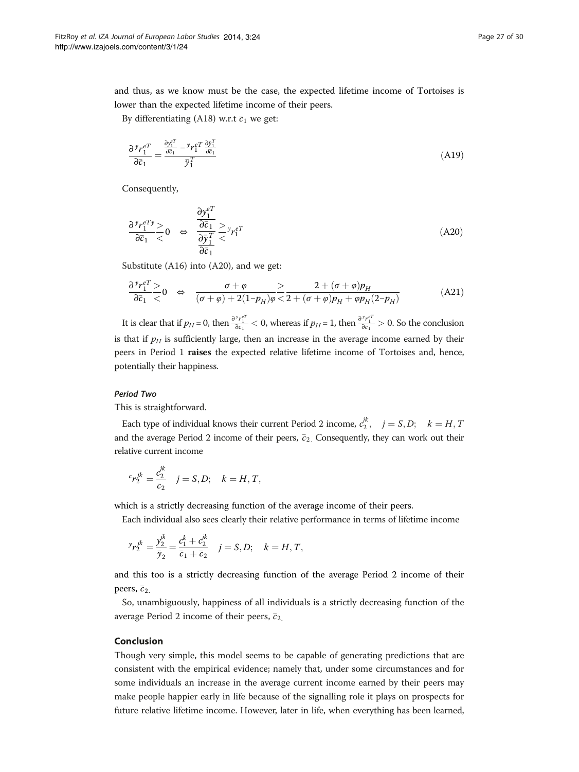and thus, as we know must be the case, the expected lifetime income of Tortoises is lower than the expected lifetime income of their peers.

By differentiating (A18) w.r.t $\bar{c}_1$ we get:

$$\frac{\partial\, {}^{y}r_1^{eT}}{\partial \bar{c}_1} = \frac{\frac{\partial y_1^{eT}}{\partial \bar{c}_1} - {}^{y}r_1^{eT}\, \frac{\partial \bar{y}_1^{T}}{\partial \bar{c}_1}}{\bar{y}_1^{T}} \tag{A19}$$

Consequently,

$$\frac{\partial\, {}^{y}r_1^{eTy}}{\partial \bar{c}_1} \gtrless 0 \quad \Leftrightarrow \quad \frac{\frac{\partial y_1^{eT}}{\partial \bar{c}_1}}{\frac{\partial \bar{y}_1^{T}}{\partial \bar{c}_1}} \gtrless {}^{y}r_1^{eT} \tag{A20}$$

Substitute (A16) into (A20), and we get:

$$\frac{\partial\, {}^{y}r_1^{eT}}{\partial \bar{c}_1} \gtrless 0 \quad \Leftrightarrow \quad \frac{\sigma+\varphi}{(\sigma+\varphi)+2(1-p_H)\varphi} \gtrless \frac{2+(\sigma+\varphi)p_H}{2+(\sigma+\varphi)p_H+\varphi p_H(2-p_H)} \tag{A21}$$

It is clear that if $p_H = 0$, then $\frac{\partial\, {}^{y}r_1^{eT}}{\partial \bar{c}_1} < 0$, whereas if $p_H = 1$, then $\frac{\partial\, {}^{y}r_1^{eT}}{\partial \bar{c}_1} > 0$. So the conclusion is that if $p_H$ is sufficiently large, then an increase in the average income earned by their peers in Period 1 **raises** the expected relative lifetime income of Tortoises and, hence, potentially their happiness.

#### *Period Two*

This is straightforward.

Each type of individual knows their current Period 2 income, $c_2^{jk}, \quad j = S, D; \quad k = H, T$ and the average Period 2 income of their peers, $\bar{c}_2$. Consequently, they can work out their relative current income

$${}^{c}r_2^{jk} = \frac{c_2^{jk}}{\bar{c}_2} \quad j = S, D; \quad k = H, T,$$

which is a strictly decreasing function of the average income of their peers.

Each individual also sees clearly their relative performance in terms of lifetime income

$${}^{y}r_2^{jk} = \frac{y_2^{jk}}{\bar{y}_2} = \frac{c_1^{k} + c_2^{jk}}{\bar{c}_1 + \bar{c}_2} \quad j = S, D; \quad k = H, T,$$

and this too is a strictly decreasing function of the average Period 2 income of their peers, $\bar{c}_2$.

So, unambiguously, happiness of all individuals is a strictly decreasing function of the average Period 2 income of their peers, $\bar{c}_2$.

## Conclusion

Though very simple, this model seems to be capable of generating predictions that are consistent with the empirical evidence; namely that, under some circumstances and for some individuals an increase in the average current income earned by their peers may make people happier early in life because of the signalling role it plays on prospects for future relative lifetime income. However, later in life, when everything has been learned,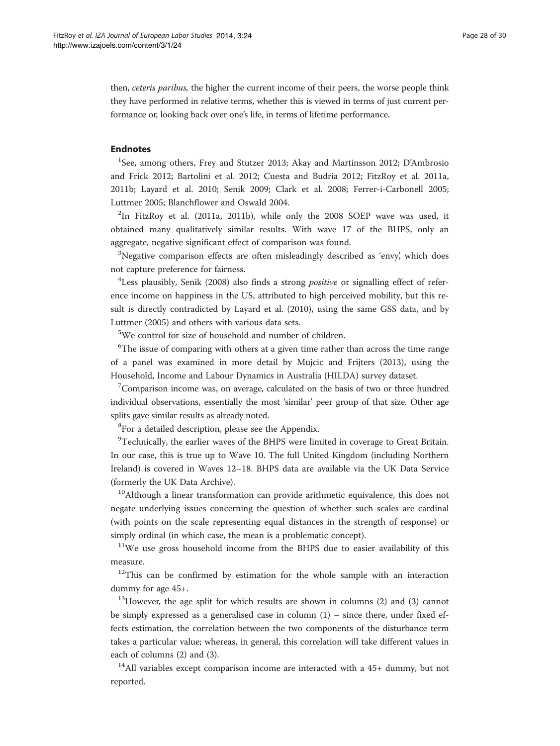then, *ceteris paribus,* the higher the current income of their peers, the worse people think they have performed in relative terms, whether this is viewed in terms of just current performance or, looking back over one's life, in terms of lifetime performance.

## Endnotes

[1]See, among others, Frey and Stutzer 2013; Akay and Martinsson 2012; D'Ambrosio and Frick 2012; Bartolini et al. 2012; Cuesta and Budria 2012; FitzRoy et al. 2011a, 2011b; Layard et al. 2010; Senik 2009; Clark et al. 2008; Ferrer-i-Carbonell 2005; Luttmer 2005; Blanchflower and Oswald 2004.

[2]In FitzRoy et al. (2011a, 2011b), while only the 2008 SOEP wave was used, it obtained many qualitatively similar results. With wave 17 of the BHPS, only an aggregate, negative significant effect of comparison was found.

[3]Negative comparison effects are often misleadingly described as 'envy', which does not capture preference for fairness.

[4]Less plausibly, Senik (2008) also finds a strong *positive* or signalling effect of reference income on happiness in the US, attributed to high perceived mobility, but this result is directly contradicted by Layard et al. (2010), using the same GSS data, and by Luttmer (2005) and others with various data sets.

[5]We control for size of household and number of children.

[6]The issue of comparing with others at a given time rather than across the time range of a panel was examined in more detail by Mujcic and Frijters (2013), using the Household, Income and Labour Dynamics in Australia (HILDA) survey dataset.

[7]Comparison income was, on average, calculated on the basis of two or three hundred individual observations, essentially the most 'similar' peer group of that size. Other age splits gave similar results as already noted.

[8]For a detailed description, please see the Appendix.

[9]Technically, the earlier waves of the BHPS were limited in coverage to Great Britain. In our case, this is true up to Wave 10. The full United Kingdom (including Northern Ireland) is covered in Waves 12–18. BHPS data are available via the UK Data Service (formerly the UK Data Archive).

[10]Although a linear transformation can provide arithmetic equivalence, this does not negate underlying issues concerning the question of whether such scales are cardinal (with points on the scale representing equal distances in the strength of response) or simply ordinal (in which case, the mean is a problematic concept).

[11]We use gross household income from the BHPS due to easier availability of this measure.

[12]This can be confirmed by estimation for the whole sample with an interaction dummy for age 45+.

[13]However, the age split for which results are shown in columns (2) and (3) cannot be simply expressed as a generalised case in column (1) – since there, under fixed effects estimation, the correlation between the two components of the disturbance term takes a particular value; whereas, in general, this correlation will take different values in each of columns (2) and (3).

[14]All variables except comparison income are interacted with a 45+ dummy, but not reported.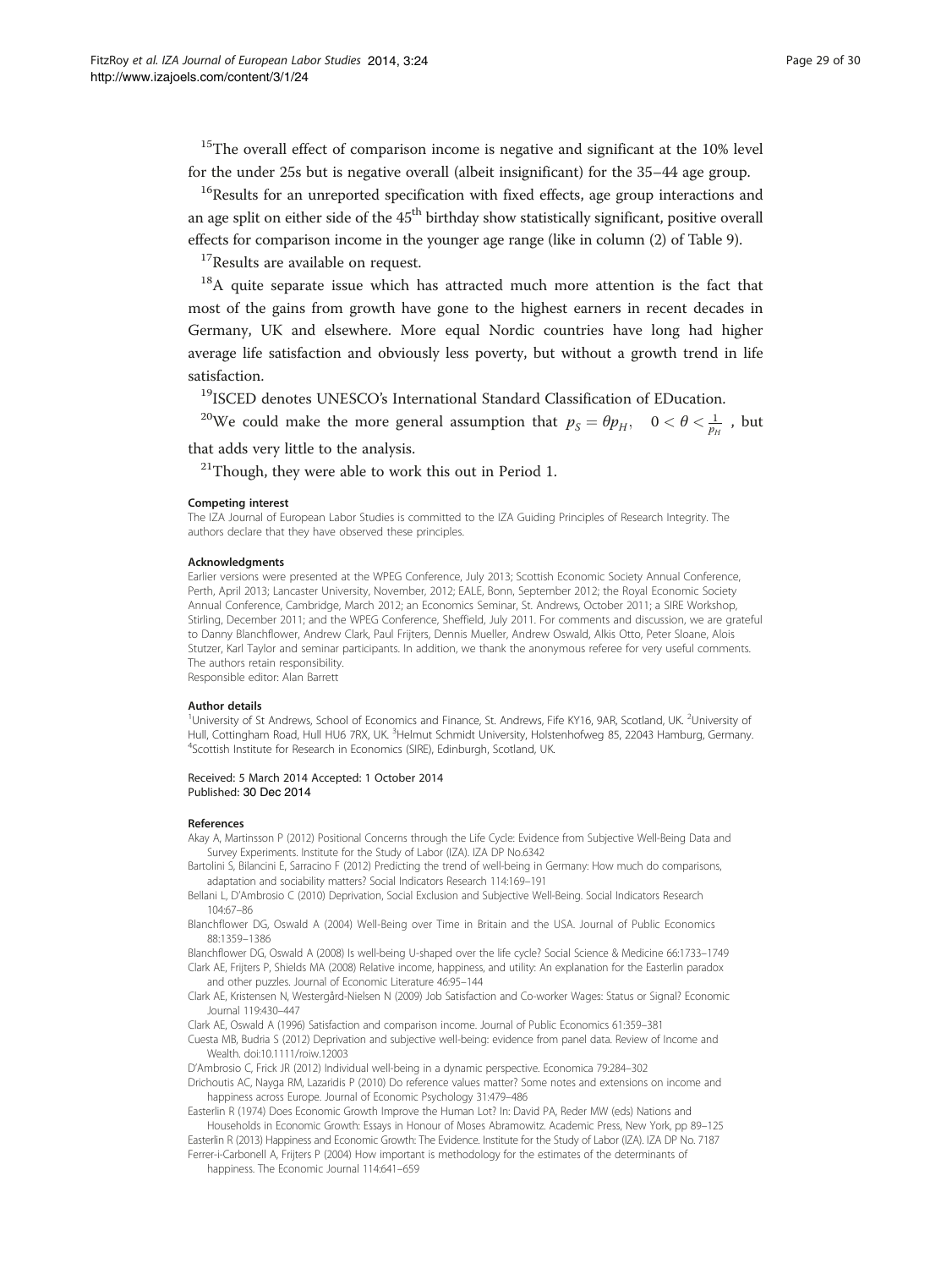[15]The overall effect of comparison income is negative and significant at the 10% level for the under 25s but is negative overall (albeit insignificant) for the 35–44 age group.

[16]Results for an unreported specification with fixed effects, age group interactions and an age split on either side of the 45th birthday show statistically significant, positive overall effects for comparison income in the younger age range (like in column (2) of Table 9).

[17]Results are available on request.

[18]A quite separate issue which has attracted much more attention is the fact that most of the gains from growth have gone to the highest earners in recent decades in Germany, UK and elsewhere. More equal Nordic countries have long had higher average life satisfaction and obviously less poverty, but without a growth trend in life satisfaction.

[19]ISCED denotes UNESCO's International Standard Classification of EDucation.

[20]We could make the more general assumption that $p_S = \theta p_H, \quad 0 < \theta < \frac{1}{p_H}$ , but that adds very little to the analysis.

[21]Though, they were able to work this out in Period 1.

#### Competing interest

The IZA Journal of European Labor Studies is committed to the IZA Guiding Principles of Research Integrity. The authors declare that they have observed these principles.

#### Acknowledgments

Earlier versions were presented at the WPEG Conference, July 2013; Scottish Economic Society Annual Conference, Perth, April 2013; Lancaster University, November, 2012; EALE, Bonn, September 2012; the Royal Economic Society Annual Conference, Cambridge, March 2012; an Economics Seminar, St. Andrews, October 2011; a SIRE Workshop, Stirling, December 2011; and the WPEG Conference, Sheffield, July 2011. For comments and discussion, we are grateful to Danny Blanchflower, Andrew Clark, Paul Frijters, Dennis Mueller, Andrew Oswald, Alkis Otto, Peter Sloane, Alois Stutzer, Karl Taylor and seminar participants. In addition, we thank the anonymous referee for very useful comments. The authors retain responsibility.
Responsible editor: Alan Barrett

#### Author details

[1]University of St Andrews, School of Economics and Finance, St. Andrews, Fife KY16, 9AR, Scotland, UK. [2]University of Hull, Cottingham Road, Hull HU6 7RX, UK. [3]Helmut Schmidt University, Holstenhofweg 85, 22043 Hamburg, Germany. [4]Scottish Institute for Research in Economics (SIRE), Edinburgh, Scotland, UK.

Received: 5 March 2014 Accepted: 1 October 2014
Published: 30 Dec 2014

#### References

Akay A, Martinsson P (2012) Positional Concerns through the Life Cycle: Evidence from Subjective Well-Being Data and Survey Experiments. Institute for the Study of Labor (IZA). IZA DP No.6342

Bartolini S, Bilancini E, Sarracino F (2012) Predicting the trend of well-being in Germany: How much do comparisons, adaptation and sociability matters? Social Indicators Research 114:169–191

Bellani L, D'Ambrosio C (2010) Deprivation, Social Exclusion and Subjective Well-Being. Social Indicators Research 104:67–86

Blanchflower DG, Oswald A (2004) Well-Being over Time in Britain and the USA. Journal of Public Economics 88:1359–1386

Blanchflower DG, Oswald A (2008) Is well-being U-shaped over the life cycle? Social Science & Medicine 66:1733–1749

Clark AE, Frijters P, Shields MA (2008) Relative income, happiness, and utility: An explanation for the Easterlin paradox and other puzzles. Journal of Economic Literature 46:95–144

Clark AE, Kristensen N, Westergård-Nielsen N (2009) Job Satisfaction and Co-worker Wages: Status or Signal? Economic Journal 119:430–447

Clark AE, Oswald A (1996) Satisfaction and comparison income. Journal of Public Economics 61:359–381

Cuesta MB, Budria S (2012) Deprivation and subjective well-being: evidence from panel data. Review of Income and Wealth. doi:10.1111/roiw.12003

D'Ambrosio C, Frick JR (2012) Individual well-being in a dynamic perspective. Economica 79:284–302

Drichoutis AC, Nayga RM, Lazaridis P (2010) Do reference values matter? Some notes and extensions on income and happiness across Europe. Journal of Economic Psychology 31:479–486

Easterlin R (1974) Does Economic Growth Improve the Human Lot? In: David PA, Reder MW (eds) Nations and Households in Economic Growth: Essays in Honour of Moses Abramowitz. Academic Press, New York, pp 89–125

Easterlin R (2013) Happiness and Economic Growth: The Evidence. Institute for the Study of Labor (IZA). IZA DP No. 7187

Ferrer-i-Carbonell A, Frijters P (2004) How important is methodology for the estimates of the determinants of happiness. The Economic Journal 114:641–659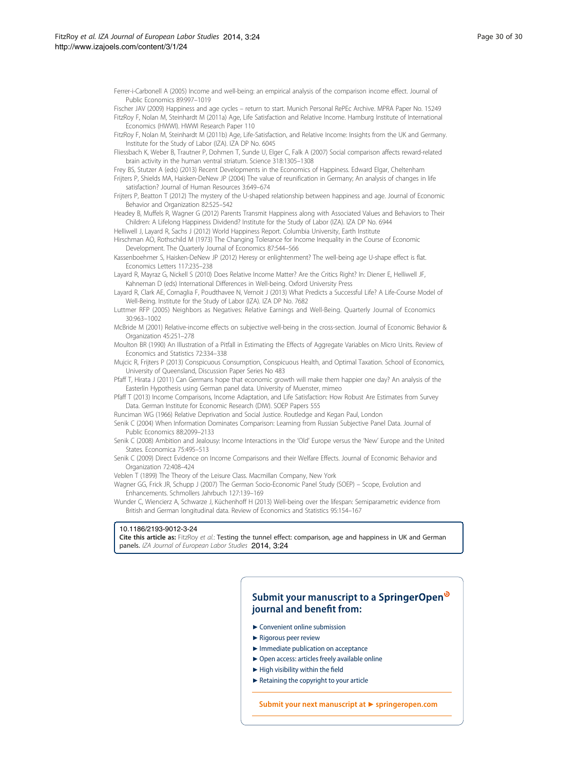Ferrer-i-Carbonell A (2005) Income and well-being: an empirical analysis of the comparison income effect. Journal of Public Economics 89:997–1019

Fischer JAV (2009) Happiness and age cycles – return to start. Munich Personal RePEc Archive. MPRA Paper No. 15249

FitzRoy F, Nolan M, Steinhardt M (2011a) Age, Life Satisfaction and Relative Income. Hamburg Institute of International Economics (HWWI). HWWI Research Paper 110

FitzRoy F, Nolan M, Steinhardt M (2011b) Age, Life-Satisfaction, and Relative Income: Insights from the UK and Germany. Institute for the Study of Labor (IZA). IZA DP No. 6045

Fliessbach K, Weber B, Trautner P, Dohmen T, Sunde U, Elger C, Falk A (2007) Social comparison affects reward-related brain activity in the human ventral striatum. Science 318:1305–1308

Frey BS, Stutzer A (eds) (2013) Recent Developments in the Economics of Happiness. Edward Elgar, Cheltenham

Frijters P, Shields MA, Haisken-DeNew JP (2004) The value of reunification in Germany; An analysis of changes in life satisfaction? Journal of Human Resources 3:649–674

Frijters P, Beatton T (2012) The mystery of the U-shaped relationship between happiness and age. Journal of Economic Behavior and Organization 82:525–542

Headey B, Muffels R, Wagner G (2012) Parents Transmit Happiness along with Associated Values and Behaviors to Their Children: A Lifelong Happiness Dividend? Institute for the Study of Labor (IZA). IZA DP No. 6944

Helliwell J, Layard R, Sachs J (2012) World Happiness Report. Columbia University, Earth Institute

Hirschman AO, Rothschild M (1973) The Changing Tolerance for Income Inequality in the Course of Economic Development. The Quarterly Journal of Economics 87:544–566

Kassenboehmer S, Haisken-DeNew JP (2012) Heresy or enlightenment? The well-being age U-shape effect is flat. Economics Letters 117:235–238

Layard R, Mayraz G, Nickell S (2010) Does Relative Income Matter? Are the Critics Right? In: Diener E, Helliwell JF, Kahneman D (eds) International Differences in Well-being. Oxford University Press

Layard R, Clark AE, Cornaglia F, Poudthavee N, Vernoit J (2013) What Predicts a Successful Life? A Life-Course Model of Well-Being. Institute for the Study of Labor (IZA). IZA DP No. 7682

Luttmer RFP (2005) Neighbors as Negatives: Relative Earnings and Well-Being. Quarterly Journal of Economics 30:963–1002

McBride M (2001) Relative-income effects on subjective well-being in the cross-section. Journal of Economic Behavior & Organization 45:251–278

Moulton BR (1990) An Illustration of a Pitfall in Estimating the Effects of Aggregate Variables on Micro Units. Review of Economics and Statistics 72:334–338

Mujcic R, Frijters P (2013) Conspicuous Consumption, Conspicuous Health, and Optimal Taxation. School of Economics, University of Queensland, Discussion Paper Series No 483

Pfaff T, Hirata J (2011) Can Germans hope that economic growth will make them happier one day? An analysis of the Easterlin Hypothesis using German panel data. University of Muenster, mimeo

Pfaff T (2013) Income Comparisons, Income Adaptation, and Life Satisfaction: How Robust Are Estimates from Survey Data. German Institute for Economic Research (DIW). SOEP Papers 555

Runciman WG (1966) Relative Deprivation and Social Justice. Routledge and Kegan Paul, London

Senik C (2004) When Information Dominates Comparison: Learning from Russian Subjective Panel Data. Journal of Public Economics 88:2099–2133

Senik C (2008) Ambition and Jealousy: Income Interactions in the 'Old' Europe versus the 'New' Europe and the United States. Economica 75:495–513

Senik C (2009) Direct Evidence on Income Comparisons and their Welfare Effects. Journal of Economic Behavior and Organization 72:408–424

Veblen T (1899) The Theory of the Leisure Class. Macmillan Company, New York

Wagner GG, Frick JR, Schupp J (2007) The German Socio-Economic Panel Study (SOEP) – Scope, Evolution and Enhancements. Schmollers Jahrbuch 127:139–169

Wunder C, Wiencierz A, Schwarze J, Küchenhoff H (2013) Well-being over the lifespan: Semiparametric evidence from British and German longitudinal data. Review of Economics and Statistics 95:154–167

10.1186/2193-9012-3-24

**Cite this article as:** FitzRoy *et al.*: Testing the tunnel effect: comparison, age and happiness in UK and German panels. *IZA Journal of European Labor Studies* 2014, 3:24

**Submit your manuscript to a SpringerOpen journal and benefit from:**

- ► Convenient online submission
- ► Rigorous peer review
- ► Immediate publication on acceptance
- ► Open access: articles freely available online
- ► High visibility within the field
- ► Retaining the copyright to your article

**Submit your next manuscript at ► springeropen.com**